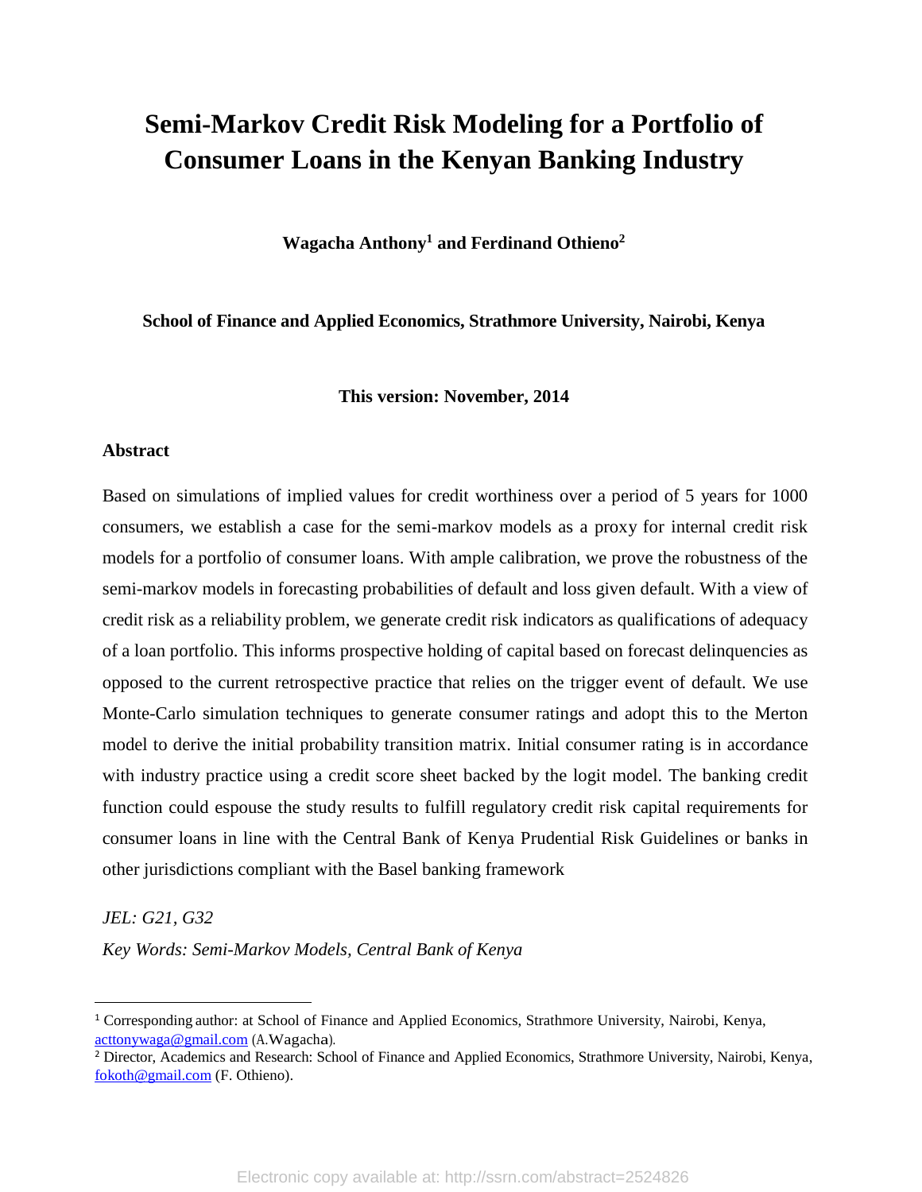# Semi-Markov Credit Risk Modeling for a Portfolio of Consumer Loans in the Kenyan Banking Industry

**Wagacha Anthony[1] and Ferdinand Othieno[2]**

**School of Finance and Applied Economics, Strathmore University, Nairobi, Kenya**

**This version: November, 2014**

## Abstract

Based on simulations of implied values for credit worthiness over a period of 5 years for 1000 consumers, we establish a case for the semi-markov models as a proxy for internal credit risk models for a portfolio of consumer loans. With ample calibration, we prove the robustness of the semi-markov models in forecasting probabilities of default and loss given default. With a view of credit risk as a reliability problem, we generate credit risk indicators as qualifications of adequacy of a loan portfolio. This informs prospective holding of capital based on forecast delinquencies as opposed to the current retrospective practice that relies on the trigger event of default. We use Monte-Carlo simulation techniques to generate consumer ratings and adopt this to the Merton model to derive the initial probability transition matrix. Initial consumer rating is in accordance with industry practice using a credit score sheet backed by the logit model. The banking credit function could espouse the study results to fulfill regulatory credit risk capital requirements for consumer loans in line with the Central Bank of Kenya Prudential Risk Guidelines or banks in other jurisdictions compliant with the Basel banking framework

*JEL: G21, G32*

*Key Words: Semi-Markov Models, Central Bank of Kenya*

---

[1] Corresponding author: at School of Finance and Applied Economics, Strathmore University, Nairobi, Kenya, acttonywaga@gmail.com (A.Wagacha).

[2] Director, Academics and Research: School of Finance and Applied Economics, Strathmore University, Nairobi, Kenya, fokoth@gmail.com (F. Othieno).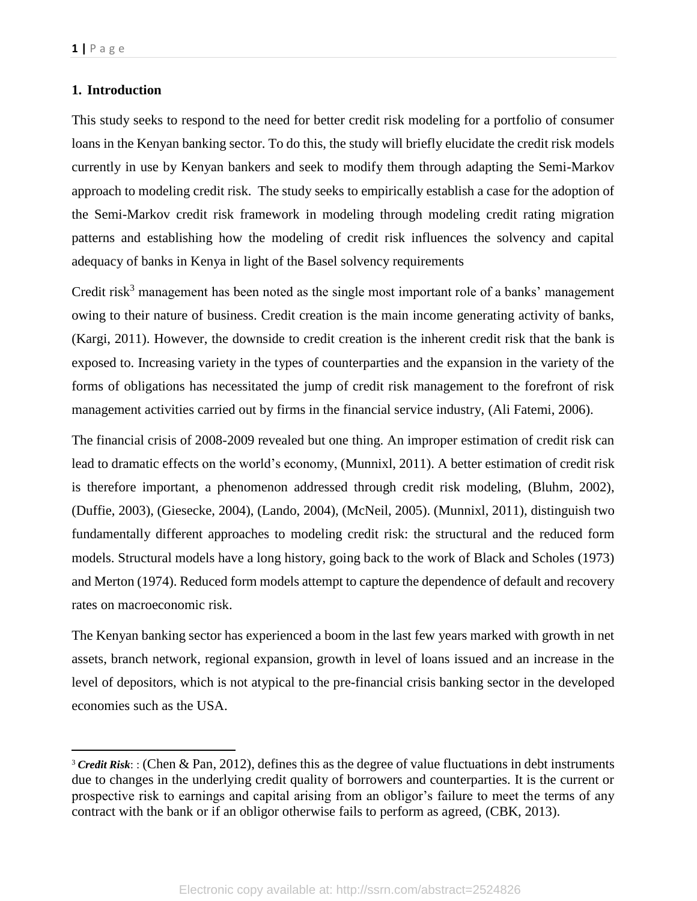## 1. Introduction

This study seeks to respond to the need for better credit risk modeling for a portfolio of consumer loans in the Kenyan banking sector. To do this, the study will briefly elucidate the credit risk models currently in use by Kenyan bankers and seek to modify them through adapting the Semi-Markov approach to modeling credit risk. The study seeks to empirically establish a case for the adoption of the Semi-Markov credit risk framework in modeling through modeling credit rating migration patterns and establishing how the modeling of credit risk influences the solvency and capital adequacy of banks in Kenya in light of the Basel solvency requirements

Credit risk[3] management has been noted as the single most important role of a banks' management owing to their nature of business. Credit creation is the main income generating activity of banks, (Kargi, 2011). However, the downside to credit creation is the inherent credit risk that the bank is exposed to. Increasing variety in the types of counterparties and the expansion in the variety of the forms of obligations has necessitated the jump of credit risk management to the forefront of risk management activities carried out by firms in the financial service industry, (Ali Fatemi, 2006).

The financial crisis of 2008-2009 revealed but one thing. An improper estimation of credit risk can lead to dramatic effects on the world's economy, (Munnixl, 2011). A better estimation of credit risk is therefore important, a phenomenon addressed through credit risk modeling, (Bluhm, 2002), (Duffie, 2003), (Giesecke, 2004), (Lando, 2004), (McNeil, 2005). (Munnixl, 2011), distinguish two fundamentally different approaches to modeling credit risk: the structural and the reduced form models. Structural models have a long history, going back to the work of Black and Scholes (1973) and Merton (1974). Reduced form models attempt to capture the dependence of default and recovery rates on macroeconomic risk.

The Kenyan banking sector has experienced a boom in the last few years marked with growth in net assets, branch network, regional expansion, growth in level of loans issued and an increase in the level of depositors, which is not atypical to the pre-financial crisis banking sector in the developed economies such as the USA.

---

[3] ***Credit Risk***: : (Chen & Pan, 2012), defines this as the degree of value fluctuations in debt instruments due to changes in the underlying credit quality of borrowers and counterparties. It is the current or prospective risk to earnings and capital arising from an obligor's failure to meet the terms of any contract with the bank or if an obligor otherwise fails to perform as agreed, (CBK, 2013).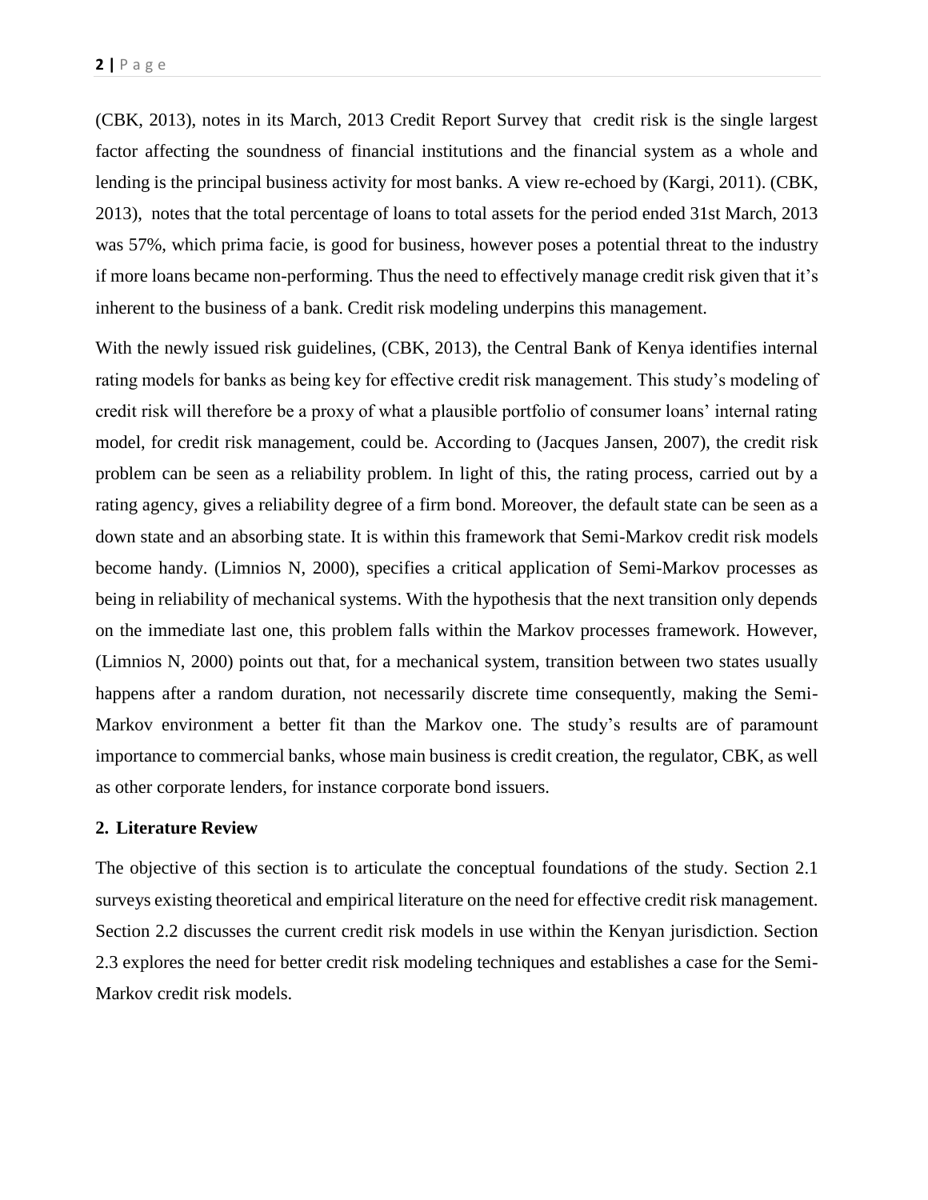(CBK, 2013), notes in its March, 2013 Credit Report Survey that credit risk is the single largest factor affecting the soundness of financial institutions and the financial system as a whole and lending is the principal business activity for most banks. A view re-echoed by (Kargi, 2011). (CBK, 2013), notes that the total percentage of loans to total assets for the period ended 31st March, 2013 was 57%, which prima facie, is good for business, however poses a potential threat to the industry if more loans became non-performing. Thus the need to effectively manage credit risk given that it's inherent to the business of a bank. Credit risk modeling underpins this management.

With the newly issued risk guidelines, (CBK, 2013), the Central Bank of Kenya identifies internal rating models for banks as being key for effective credit risk management. This study's modeling of credit risk will therefore be a proxy of what a plausible portfolio of consumer loans' internal rating model, for credit risk management, could be. According to (Jacques Jansen, 2007), the credit risk problem can be seen as a reliability problem. In light of this, the rating process, carried out by a rating agency, gives a reliability degree of a firm bond. Moreover, the default state can be seen as a down state and an absorbing state. It is within this framework that Semi-Markov credit risk models become handy. (Limnios N, 2000), specifies a critical application of Semi-Markov processes as being in reliability of mechanical systems. With the hypothesis that the next transition only depends on the immediate last one, this problem falls within the Markov processes framework. However, (Limnios N, 2000) points out that, for a mechanical system, transition between two states usually happens after a random duration, not necessarily discrete time consequently, making the Semi-Markov environment a better fit than the Markov one. The study's results are of paramount importance to commercial banks, whose main business is credit creation, the regulator, CBK, as well as other corporate lenders, for instance corporate bond issuers.

## 2. Literature Review

The objective of this section is to articulate the conceptual foundations of the study. Section 2.1 surveys existing theoretical and empirical literature on the need for effective credit risk management. Section 2.2 discusses the current credit risk models in use within the Kenyan jurisdiction. Section 2.3 explores the need for better credit risk modeling techniques and establishes a case for the Semi-Markov credit risk models.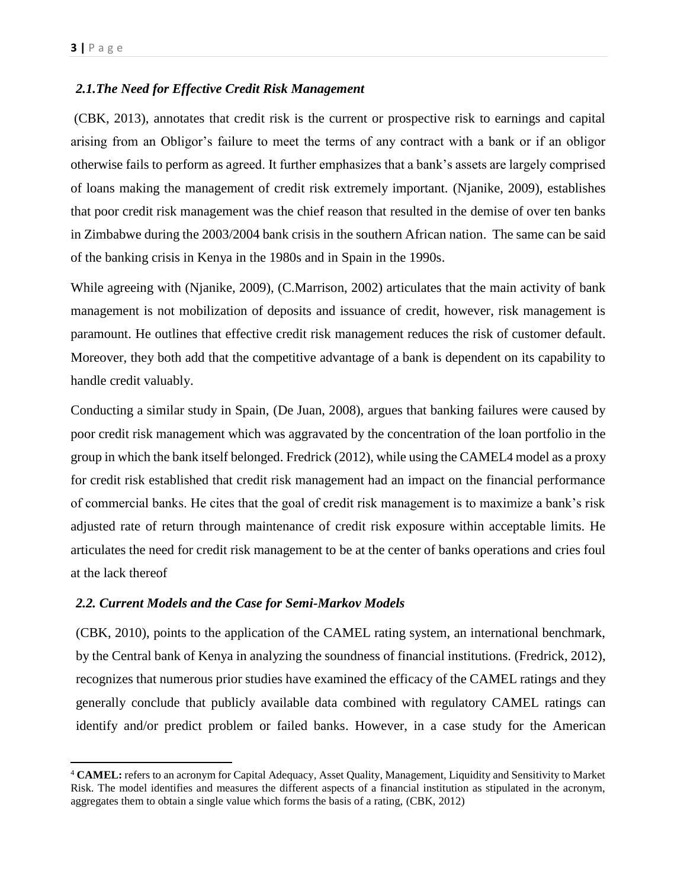### *2.1.The Need for Effective Credit Risk Management*

(CBK, 2013), annotates that credit risk is the current or prospective risk to earnings and capital arising from an Obligor's failure to meet the terms of any contract with a bank or if an obligor otherwise fails to perform as agreed. It further emphasizes that a bank's assets are largely comprised of loans making the management of credit risk extremely important. (Njanike, 2009), establishes that poor credit risk management was the chief reason that resulted in the demise of over ten banks in Zimbabwe during the 2003/2004 bank crisis in the southern African nation. The same can be said of the banking crisis in Kenya in the 1980s and in Spain in the 1990s.

While agreeing with (Njanike, 2009), (C.Marrison, 2002) articulates that the main activity of bank management is not mobilization of deposits and issuance of credit, however, risk management is paramount. He outlines that effective credit risk management reduces the risk of customer default. Moreover, they both add that the competitive advantage of a bank is dependent on its capability to handle credit valuably.

Conducting a similar study in Spain, (De Juan, 2008), argues that banking failures were caused by poor credit risk management which was aggravated by the concentration of the loan portfolio in the group in which the bank itself belonged. Fredrick (2012), while using the CAMEL[4] model as a proxy for credit risk established that credit risk management had an impact on the financial performance of commercial banks. He cites that the goal of credit risk management is to maximize a bank's risk adjusted rate of return through maintenance of credit risk exposure within acceptable limits. He articulates the need for credit risk management to be at the center of banks operations and cries foul at the lack thereof

### *2.2. Current Models and the Case for Semi-Markov Models*

(CBK, 2010), points to the application of the CAMEL rating system, an international benchmark, by the Central bank of Kenya in analyzing the soundness of financial institutions. (Fredrick, 2012), recognizes that numerous prior studies have examined the efficacy of the CAMEL ratings and they generally conclude that publicly available data combined with regulatory CAMEL ratings can identify and/or predict problem or failed banks. However, in a case study for the American

---

[4] **CAMEL:** refers to an acronym for Capital Adequacy, Asset Quality, Management, Liquidity and Sensitivity to Market Risk. The model identifies and measures the different aspects of a financial institution as stipulated in the acronym, aggregates them to obtain a single value which forms the basis of a rating, (CBK, 2012)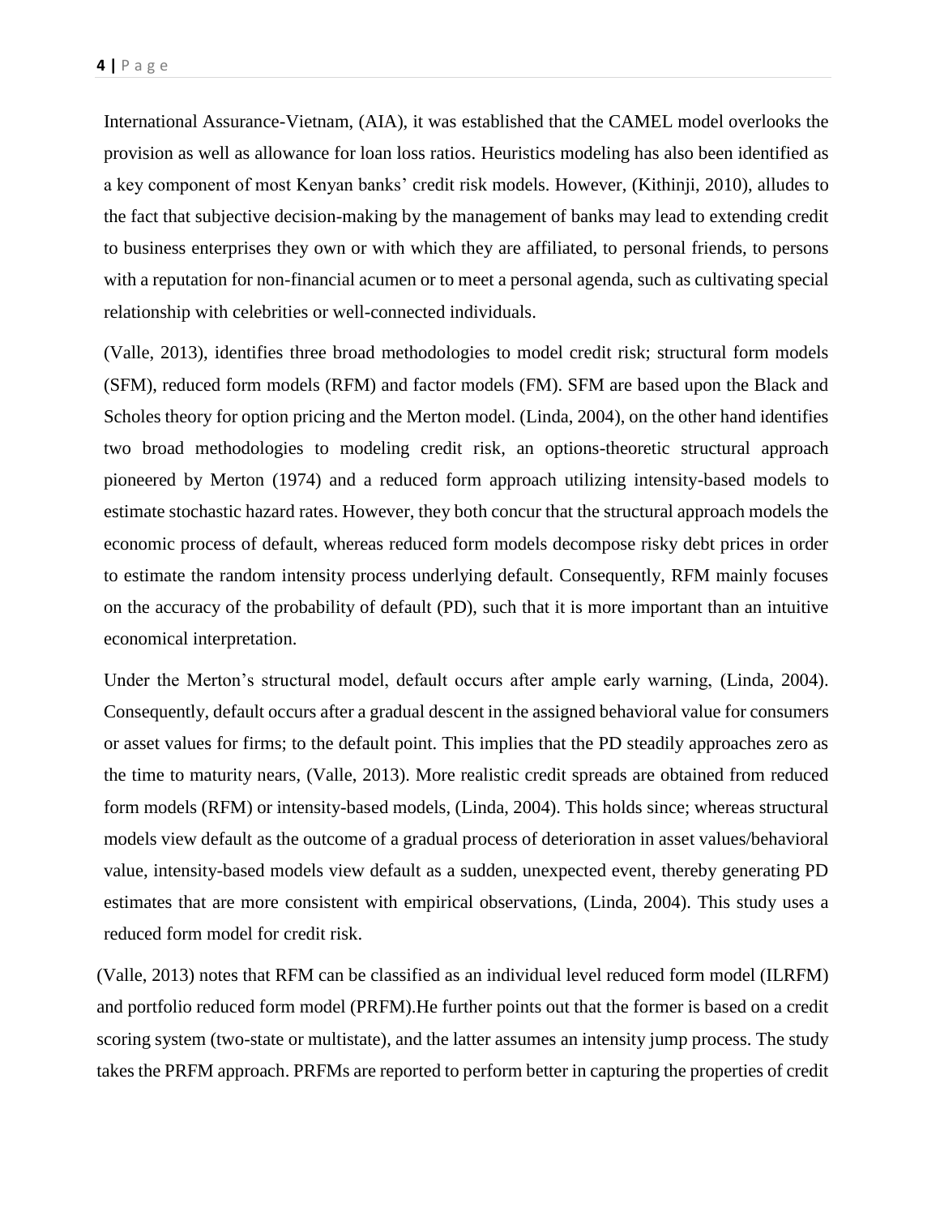International Assurance-Vietnam, (AIA), it was established that the CAMEL model overlooks the provision as well as allowance for loan loss ratios. Heuristics modeling has also been identified as a key component of most Kenyan banks' credit risk models. However, (Kithinji, 2010), alludes to the fact that subjective decision-making by the management of banks may lead to extending credit to business enterprises they own or with which they are affiliated, to personal friends, to persons with a reputation for non-financial acumen or to meet a personal agenda, such as cultivating special relationship with celebrities or well-connected individuals.

(Valle, 2013), identifies three broad methodologies to model credit risk; structural form models (SFM), reduced form models (RFM) and factor models (FM). SFM are based upon the Black and Scholes theory for option pricing and the Merton model. (Linda, 2004), on the other hand identifies two broad methodologies to modeling credit risk, an options-theoretic structural approach pioneered by Merton (1974) and a reduced form approach utilizing intensity-based models to estimate stochastic hazard rates. However, they both concur that the structural approach models the economic process of default, whereas reduced form models decompose risky debt prices in order to estimate the random intensity process underlying default. Consequently, RFM mainly focuses on the accuracy of the probability of default (PD), such that it is more important than an intuitive economical interpretation.

Under the Merton's structural model, default occurs after ample early warning, (Linda, 2004). Consequently, default occurs after a gradual descent in the assigned behavioral value for consumers or asset values for firms; to the default point. This implies that the PD steadily approaches zero as the time to maturity nears, (Valle, 2013). More realistic credit spreads are obtained from reduced form models (RFM) or intensity-based models, (Linda, 2004). This holds since; whereas structural models view default as the outcome of a gradual process of deterioration in asset values/behavioral value, intensity-based models view default as a sudden, unexpected event, thereby generating PD estimates that are more consistent with empirical observations, (Linda, 2004). This study uses a reduced form model for credit risk.

(Valle, 2013) notes that RFM can be classified as an individual level reduced form model (ILRFM) and portfolio reduced form model (PRFM).He further points out that the former is based on a credit scoring system (two-state or multistate), and the latter assumes an intensity jump process. The study takes the PRFM approach. PRFMs are reported to perform better in capturing the properties of credit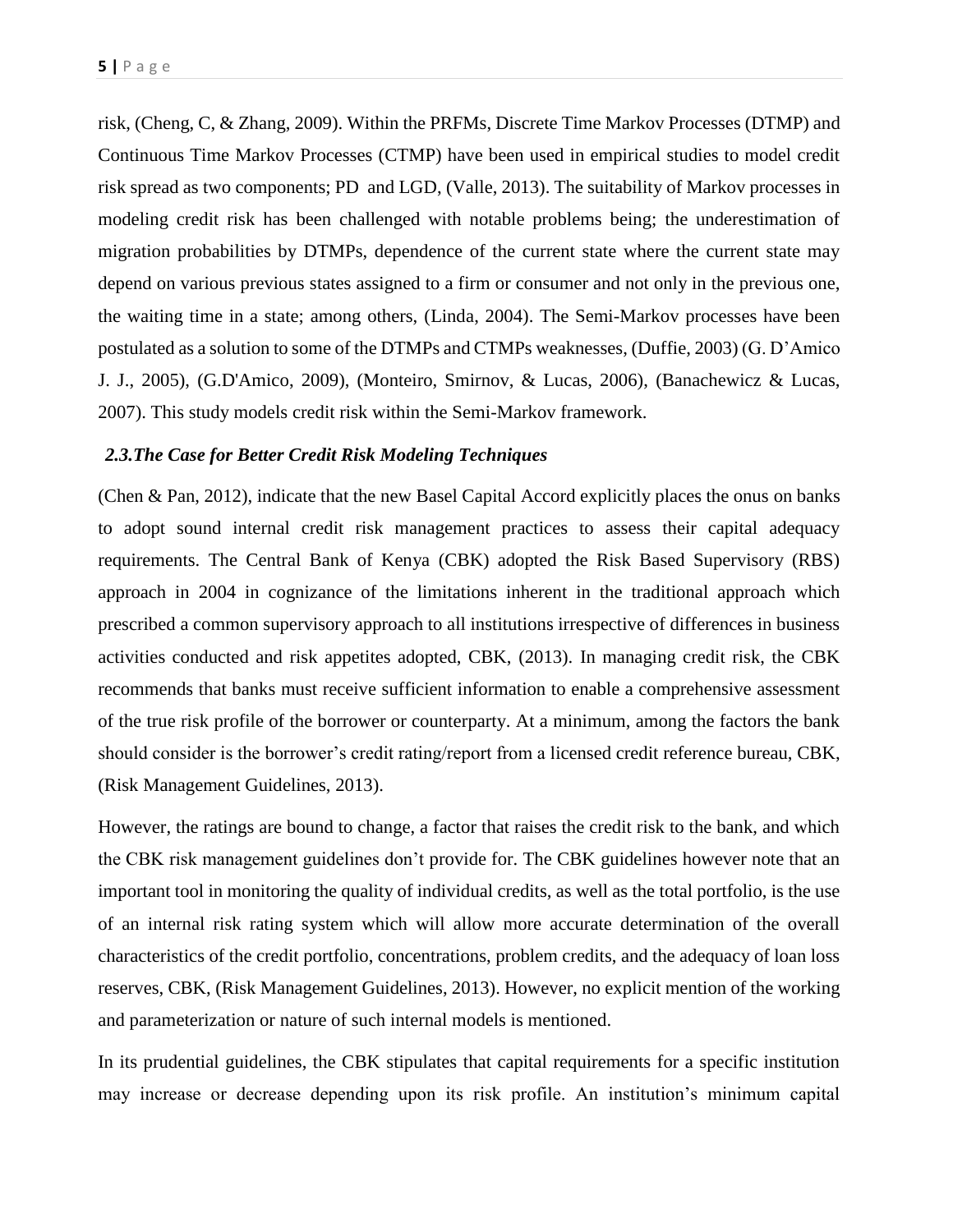risk, (Cheng, C, & Zhang, 2009). Within the PRFMs, Discrete Time Markov Processes (DTMP) and Continuous Time Markov Processes (CTMP) have been used in empirical studies to model credit risk spread as two components; PD and LGD, (Valle, 2013). The suitability of Markov processes in modeling credit risk has been challenged with notable problems being; the underestimation of migration probabilities by DTMPs, dependence of the current state where the current state may depend on various previous states assigned to a firm or consumer and not only in the previous one, the waiting time in a state; among others, (Linda, 2004). The Semi-Markov processes have been postulated as a solution to some of the DTMPs and CTMPs weaknesses, (Duffie, 2003) (G. D'Amico J. J., 2005), (G.D'Amico, 2009), (Monteiro, Smirnov, & Lucas, 2006), (Banachewicz & Lucas, 2007). This study models credit risk within the Semi-Markov framework.

### *2.3.The Case for Better Credit Risk Modeling Techniques*

(Chen & Pan, 2012), indicate that the new Basel Capital Accord explicitly places the onus on banks to adopt sound internal credit risk management practices to assess their capital adequacy requirements. The Central Bank of Kenya (CBK) adopted the Risk Based Supervisory (RBS) approach in 2004 in cognizance of the limitations inherent in the traditional approach which prescribed a common supervisory approach to all institutions irrespective of differences in business activities conducted and risk appetites adopted, CBK, (2013). In managing credit risk, the CBK recommends that banks must receive sufficient information to enable a comprehensive assessment of the true risk profile of the borrower or counterparty. At a minimum, among the factors the bank should consider is the borrower's credit rating/report from a licensed credit reference bureau, CBK, (Risk Management Guidelines, 2013).

However, the ratings are bound to change, a factor that raises the credit risk to the bank, and which the CBK risk management guidelines don't provide for. The CBK guidelines however note that an important tool in monitoring the quality of individual credits, as well as the total portfolio, is the use of an internal risk rating system which will allow more accurate determination of the overall characteristics of the credit portfolio, concentrations, problem credits, and the adequacy of loan loss reserves, CBK, (Risk Management Guidelines, 2013). However, no explicit mention of the working and parameterization or nature of such internal models is mentioned.

In its prudential guidelines, the CBK stipulates that capital requirements for a specific institution may increase or decrease depending upon its risk profile. An institution's minimum capital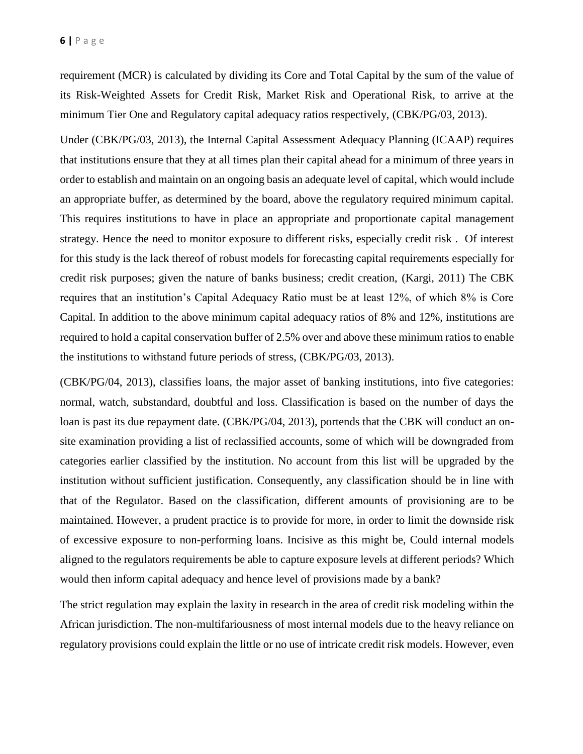requirement (MCR) is calculated by dividing its Core and Total Capital by the sum of the value of its Risk-Weighted Assets for Credit Risk, Market Risk and Operational Risk, to arrive at the minimum Tier One and Regulatory capital adequacy ratios respectively, (CBK/PG/03, 2013).

Under (CBK/PG/03, 2013), the Internal Capital Assessment Adequacy Planning (ICAAP) requires that institutions ensure that they at all times plan their capital ahead for a minimum of three years in order to establish and maintain on an ongoing basis an adequate level of capital, which would include an appropriate buffer, as determined by the board, above the regulatory required minimum capital. This requires institutions to have in place an appropriate and proportionate capital management strategy. Hence the need to monitor exposure to different risks, especially credit risk . Of interest for this study is the lack thereof of robust models for forecasting capital requirements especially for credit risk purposes; given the nature of banks business; credit creation, (Kargi, 2011) The CBK requires that an institution's Capital Adequacy Ratio must be at least 12%, of which 8% is Core Capital. In addition to the above minimum capital adequacy ratios of 8% and 12%, institutions are required to hold a capital conservation buffer of 2.5% over and above these minimum ratios to enable the institutions to withstand future periods of stress, (CBK/PG/03, 2013).

(CBK/PG/04, 2013), classifies loans, the major asset of banking institutions, into five categories: normal, watch, substandard, doubtful and loss. Classification is based on the number of days the loan is past its due repayment date. (CBK/PG/04, 2013), portends that the CBK will conduct an on-site examination providing a list of reclassified accounts, some of which will be downgraded from categories earlier classified by the institution. No account from this list will be upgraded by the institution without sufficient justification. Consequently, any classification should be in line with that of the Regulator. Based on the classification, different amounts of provisioning are to be maintained. However, a prudent practice is to provide for more, in order to limit the downside risk of excessive exposure to non-performing loans. Incisive as this might be, Could internal models aligned to the regulators requirements be able to capture exposure levels at different periods? Which would then inform capital adequacy and hence level of provisions made by a bank?

The strict regulation may explain the laxity in research in the area of credit risk modeling within the African jurisdiction. The non-multifariousness of most internal models due to the heavy reliance on regulatory provisions could explain the little or no use of intricate credit risk models. However, even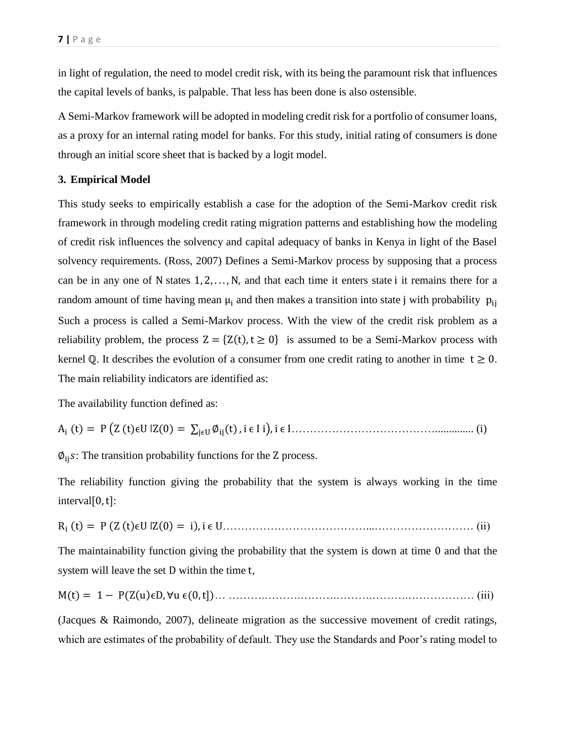in light of regulation, the need to model credit risk, with its being the paramount risk that influences the capital levels of banks, is palpable. That less has been done is also ostensible.

A Semi-Markov framework will be adopted in modeling credit risk for a portfolio of consumer loans, as a proxy for an internal rating model for banks. For this study, initial rating of consumers is done through an initial score sheet that is backed by a logit model.

### 3. Empirical Model

This study seeks to empirically establish a case for the adoption of the Semi-Markov credit risk framework in through modeling credit rating migration patterns and establishing how the modeling of credit risk influences the solvency and capital adequacy of banks in Kenya in light of the Basel solvency requirements. (Ross, 2007) Defines a Semi-Markov process by supposing that a process can be in any one of $N$ states $1, 2, \ldots, N$, and that each time it enters state $i$ it remains there for a random amount of time having mean $\mu_i$ and then makes a transition into state j with probability $p_{ij}$ Such a process is called a Semi-Markov process. With the view of the credit risk problem as a reliability problem, the process $Z = \{Z(t), t \geq 0\}$ is assumed to be a Semi-Markov process with kernel $\mathbb{Q}$. It describes the evolution of a consumer from one credit rating to another in time $t \geq 0$. The main reliability indicators are identified as:

The availability function defined as:

$$A_i\,(t) = P\left(Z\,(t) \epsilon U \mid Z(0) = \sum_{j \epsilon U} \emptyset_{ij}(t)\,, i \in I\; i\right), i \in I \ldots\ldots\ldots\ldots \text{(i)}$$

$\emptyset_{ij}s$: The transition probability functions for the Z process.

The reliability function giving the probability that the system is always working in the time interval$[0, t]$:

$$R_i\,(t) = P\,(Z\,(t) \epsilon U \mid Z(0) = i), i \in U \ldots\ldots\ldots\ldots \text{(ii)}$$

The maintainability function giving the probability that the system is down at time 0 and that the system will leave the set D within the time t,

$$M(t) = 1 - P(Z(u) \epsilon D, \forall u \in (0, t]) \ldots\ldots\ldots\ldots \text{(iii)}$$

(Jacques & Raimondo, 2007), delineate migration as the successive movement of credit ratings, which are estimates of the probability of default. They use the Standards and Poor's rating model to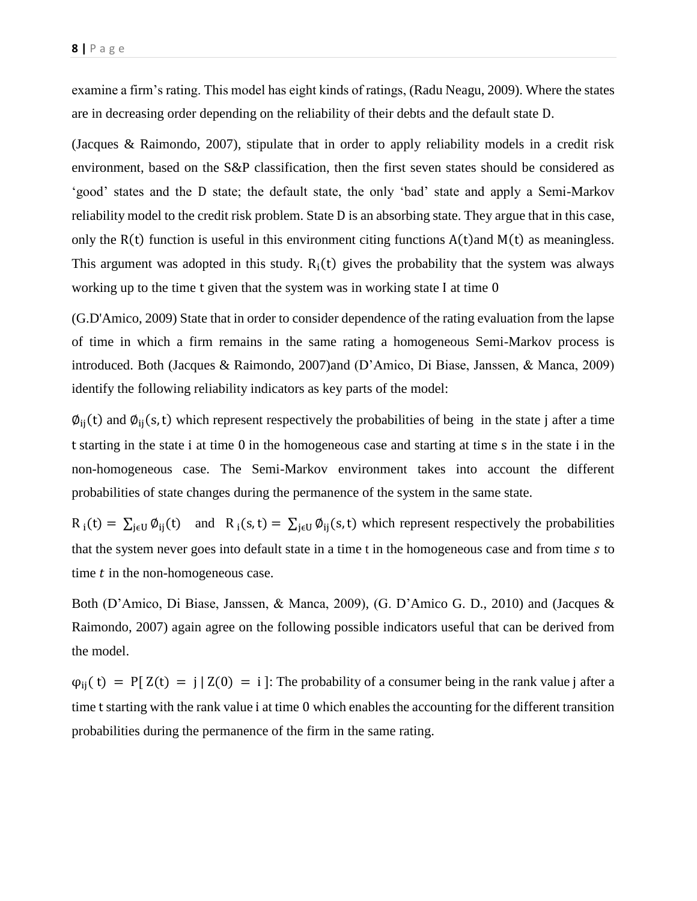examine a firm's rating. This model has eight kinds of ratings, (Radu Neagu, 2009). Where the states are in decreasing order depending on the reliability of their debts and the default state D.

(Jacques & Raimondo, 2007), stipulate that in order to apply reliability models in a credit risk environment, based on the S&P classification, then the first seven states should be considered as 'good' states and the D state; the default state, the only 'bad' state and apply a Semi-Markov reliability model to the credit risk problem. State D is an absorbing state. They argue that in this case, only the $R(t)$ function is useful in this environment citing functions $A(t)$and $M(t)$ as meaningless. This argument was adopted in this study. $R_i(t)$ gives the probability that the system was always working up to the time $t$ given that the system was in working state I at time $0$

(G.D'Amico, 2009) State that in order to consider dependence of the rating evaluation from the lapse of time in which a firm remains in the same rating a homogeneous Semi-Markov process is introduced. Both (Jacques & Raimondo, 2007)and (D'Amico, Di Biase, Janssen, & Manca, 2009) identify the following reliability indicators as key parts of the model:

$\emptyset_{ij}(t)$ and $\emptyset_{ij}(s,t)$ which represent respectively the probabilities of being in the state j after a time $t$ starting in the state i at time 0 in the homogeneous case and starting at time $s$ in the state i in the non-homogeneous case. The Semi-Markov environment takes into account the different probabilities of state changes during the permanence of the system in the same state.

$R_i(t) = \sum_{j \epsilon U} \emptyset_{ij}(t)$ and $R_i(s,t) = \sum_{j \epsilon U} \emptyset_{ij}(s,t)$ which represent respectively the probabilities that the system never goes into default state in a time t in the homogeneous case and from time $s$ to time $t$ in the non-homogeneous case.

Both (D'Amico, Di Biase, Janssen, & Manca, 2009), (G. D'Amico G. D., 2010) and (Jacques & Raimondo, 2007) again agree on the following possible indicators useful that can be derived from the model.

$\varphi_{ij}(t) = P[Z(t) = j \mid Z(0) = i]$: The probability of a consumer being in the rank value j after a time t starting with the rank value i at time 0 which enables the accounting for the different transition probabilities during the permanence of the firm in the same rating.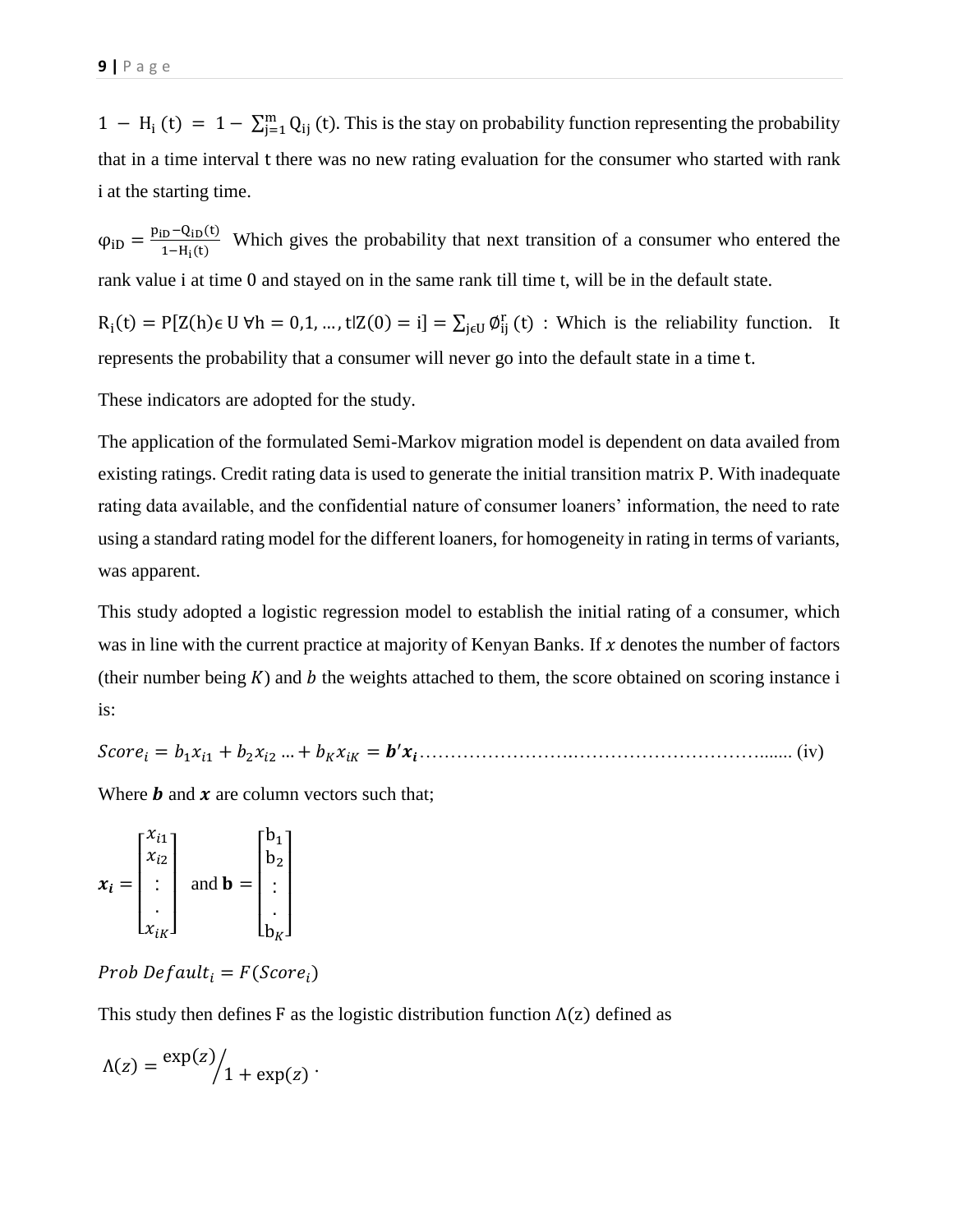$1 - H_i(t) = 1 - \sum_{j=1}^{m} Q_{ij}(t)$. This is the stay on probability function representing the probability that in a time interval t there was no new rating evaluation for the consumer who started with rank i at the starting time.

$\varphi_{iD} = \frac{p_{iD} - Q_{iD}(t)}{1 - H_i(t)}$ Which gives the probability that next transition of a consumer who entered the rank value i at time 0 and stayed on in the same rank till time t, will be in the default state.

$R_i(t) = P[Z(h) \epsilon\, U\ \forall h = 0,1, \ldots, t | Z(0) = i] = \sum_{j \epsilon U} \emptyset_{ij}^{r}(t)$ : Which is the reliability function. It represents the probability that a consumer will never go into the default state in a time t.

These indicators are adopted for the study.

The application of the formulated Semi-Markov migration model is dependent on data availed from existing ratings. Credit rating data is used to generate the initial transition matrix P. With inadequate rating data available, and the confidential nature of consumer loaners' information, the need to rate using a standard rating model for the different loaners, for homogeneity in rating in terms of variants, was apparent.

This study adopted a logistic regression model to establish the initial rating of a consumer, which was in line with the current practice at majority of Kenyan Banks. If $x$ denotes the number of factors (their number being $K$) and $b$ the weights attached to them, the score obtained on scoring instance i is:

$$Score_i = b_1 x_{i1} + b_2 x_{i2} \ldots + b_K x_{iK} = \boldsymbol{b}'\boldsymbol{x_i} \qquad \text{(iv)}$$

Where $\boldsymbol{b}$ and $\boldsymbol{x}$ are column vectors such that;

$$\boldsymbol{x_i} = \begin{bmatrix} x_{i1} \\ x_{i2} \\ \vdots \\ . \\ x_{iK} \end{bmatrix} \text{ and } \mathbf{b} = \begin{bmatrix} b_1 \\ b_2 \\ \vdots \\ . \\ b_K \end{bmatrix}$$

$$Prob\ Default_i = F(Score_i)$$

This study then defines F as the logistic distribution function $\Lambda(z)$ defined as

$$\Lambda(z) = \exp(z) \big/ 1 + \exp(z) \,.$$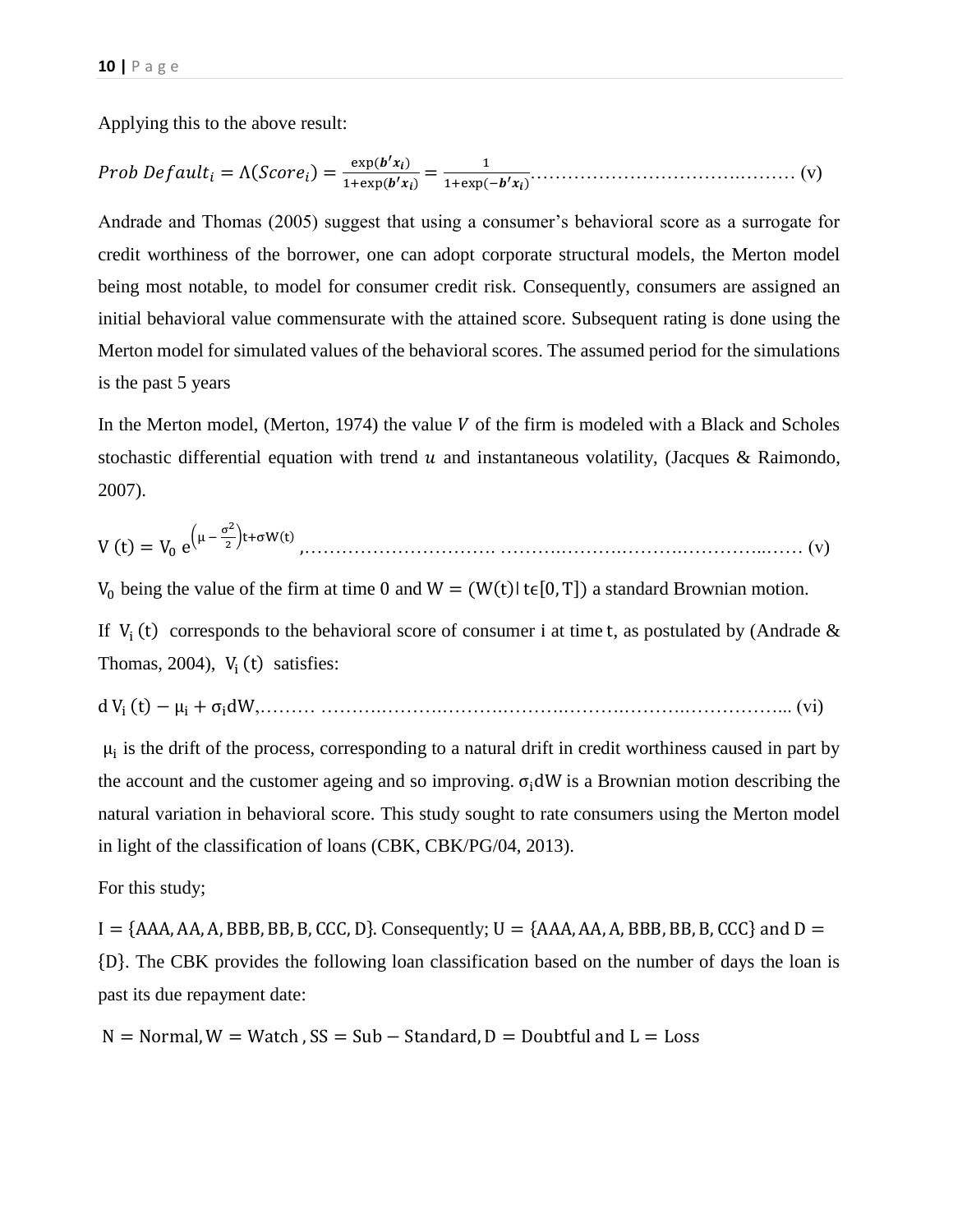Applying this to the above result:

$$Prob\ Default_i = \Lambda(Score_i) = \frac{\exp(\boldsymbol{b'x_i})}{1+\exp(\boldsymbol{b'x_i})} = \frac{1}{1+\exp(-\boldsymbol{b'x_i})} \quad \text{(v)}$$

Andrade and Thomas (2005) suggest that using a consumer's behavioral score as a surrogate for credit worthiness of the borrower, one can adopt corporate structural models, the Merton model being most notable, to model for consumer credit risk. Consequently, consumers are assigned an initial behavioral value commensurate with the attained score. Subsequent rating is done using the Merton model for simulated values of the behavioral scores. The assumed period for the simulations is the past 5 years

In the Merton model, (Merton, 1974) the value $V$ of the firm is modeled with a Black and Scholes stochastic differential equation with trend $u$ and instantaneous volatility, (Jacques & Raimondo, 2007).

$$V(t) = V_0\, e^{\left(\mu - \frac{\sigma^2}{2}\right)t + \sigma W(t)}, \quad \text{(v)}$$

$V_0$ being the value of the firm at time 0 and $W = (W(t) |\, t \epsilon [0, T])$ a standard Brownian motion.

If $V_i(t)$ corresponds to the behavioral score of consumer i at time t, as postulated by (Andrade & Thomas, 2004), $V_i(t)$ satisfies:

$$d\,V_i(t) - \mu_i + \sigma_i dW, \quad \text{(vi)}$$

$\mu_i$ is the drift of the process, corresponding to a natural drift in credit worthiness caused in part by the account and the customer ageing and so improving. $\sigma_i dW$ is a Brownian motion describing the natural variation in behavioral score. This study sought to rate consumers using the Merton model in light of the classification of loans (CBK, CBK/PG/04, 2013).

For this study;

$I = \{AAA, AA, A, BBB, BB, B, CCC, D\}$. Consequently; $U = \{AAA, AA, A, BBB, BB, B, CCC\}$ and $D = \{D\}$. The CBK provides the following loan classification based on the number of days the loan is past its due repayment date:

$N = \text{Normal}, W = \text{Watch}, SS = \text{Sub} - \text{Standard}, D = \text{Doubtful and } L = \text{Loss}$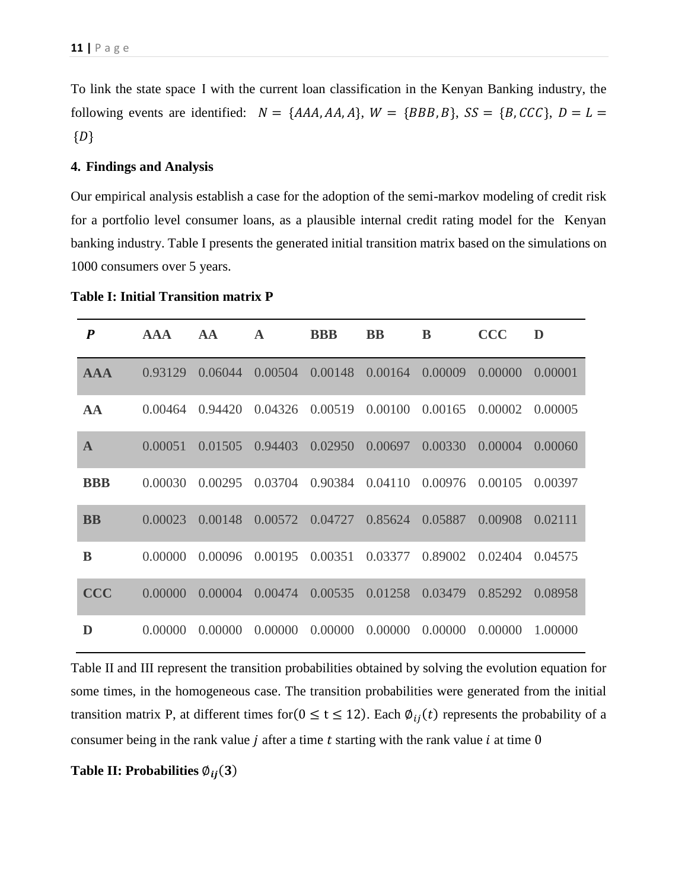To link the state space I with the current loan classification in the Kenyan Banking industry, the following events are identified: $N = \{AAA, AA, A\}$, $W = \{BBB, B\}$, $SS = \{B, CCC\}$, $D = L = \{D\}$

**4. Findings and Analysis**

Our empirical analysis establish a case for the adoption of the semi-markov modeling of credit risk for a portfolio level consumer loans, as a plausible internal credit rating model for the Kenyan banking industry. Table I presents the generated initial transition matrix based on the simulations on 1000 consumers over 5 years.

**Table I: Initial Transition matrix P**

| *P* | AAA | AA | A | BBB | BB | B | CCC | D |
|---|---|---|---|---|---|---|---|---|
| **AAA** | 0.93129 | 0.06044 | 0.00504 | 0.00148 | 0.00164 | 0.00009 | 0.00000 | 0.00001 |
| **AA** | 0.00464 | 0.94420 | 0.04326 | 0.00519 | 0.00100 | 0.00165 | 0.00002 | 0.00005 |
| **A** | 0.00051 | 0.01505 | 0.94403 | 0.02950 | 0.00697 | 0.00330 | 0.00004 | 0.00060 |
| **BBB** | 0.00030 | 0.00295 | 0.03704 | 0.90384 | 0.04110 | 0.00976 | 0.00105 | 0.00397 |
| **BB** | 0.00023 | 0.00148 | 0.00572 | 0.04727 | 0.85624 | 0.05887 | 0.00908 | 0.02111 |
| **B** | 0.00000 | 0.00096 | 0.00195 | 0.00351 | 0.03377 | 0.89002 | 0.02404 | 0.04575 |
| **CCC** | 0.00000 | 0.00004 | 0.00474 | 0.00535 | 0.01258 | 0.03479 | 0.85292 | 0.08958 |
| **D** | 0.00000 | 0.00000 | 0.00000 | 0.00000 | 0.00000 | 0.00000 | 0.00000 | 1.00000 |

Table II and III represent the transition probabilities obtained by solving the evolution equation for some times, in the homogeneous case. The transition probabilities were generated from the initial transition matrix P, at different times for$(0 \leq t \leq 12)$. Each $\emptyset_{ij}(t)$ represents the probability of a consumer being in the rank value $j$ after a time $t$ starting with the rank value $i$ at time 0

**Table II: Probabilities $\emptyset_{ij}(3)$**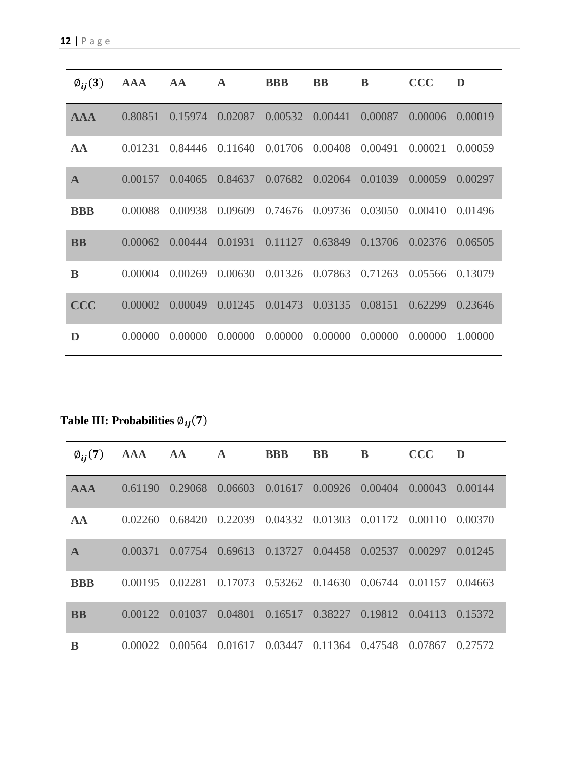| $\emptyset_{ij}(3)$ | AAA | AA | A | BBB | BB | B | CCC | D |
|---|---|---|---|---|---|---|---|---|
| **AAA** | 0.80851 | 0.15974 | 0.02087 | 0.00532 | 0.00441 | 0.00087 | 0.00006 | 0.00019 |
| **AA** | 0.01231 | 0.84446 | 0.11640 | 0.01706 | 0.00408 | 0.00491 | 0.00021 | 0.00059 |
| **A** | 0.00157 | 0.04065 | 0.84637 | 0.07682 | 0.02064 | 0.01039 | 0.00059 | 0.00297 |
| **BBB** | 0.00088 | 0.00938 | 0.09609 | 0.74676 | 0.09736 | 0.03050 | 0.00410 | 0.01496 |
| **BB** | 0.00062 | 0.00444 | 0.01931 | 0.11127 | 0.63849 | 0.13706 | 0.02376 | 0.06505 |
| **B** | 0.00004 | 0.00269 | 0.00630 | 0.01326 | 0.07863 | 0.71263 | 0.05566 | 0.13079 |
| **CCC** | 0.00002 | 0.00049 | 0.01245 | 0.01473 | 0.03135 | 0.08151 | 0.62299 | 0.23646 |
| **D** | 0.00000 | 0.00000 | 0.00000 | 0.00000 | 0.00000 | 0.00000 | 0.00000 | 1.00000 |

**Table III: Probabilities $\emptyset_{ij}(7)$**

| $\emptyset_{ij}(7)$ | AAA | AA | A | BBB | BB | B | CCC | D |
|---|---|---|---|---|---|---|---|---|
| **AAA** | 0.61190 | 0.29068 | 0.06603 | 0.01617 | 0.00926 | 0.00404 | 0.00043 | 0.00144 |
| **AA** | 0.02260 | 0.68420 | 0.22039 | 0.04332 | 0.01303 | 0.01172 | 0.00110 | 0.00370 |
| **A** | 0.00371 | 0.07754 | 0.69613 | 0.13727 | 0.04458 | 0.02537 | 0.00297 | 0.01245 |
| **BBB** | 0.00195 | 0.02281 | 0.17073 | 0.53262 | 0.14630 | 0.06744 | 0.01157 | 0.04663 |
| **BB** | 0.00122 | 0.01037 | 0.04801 | 0.16517 | 0.38227 | 0.19812 | 0.04113 | 0.15372 |
| **B** | 0.00022 | 0.00564 | 0.01617 | 0.03447 | 0.11364 | 0.47548 | 0.07867 | 0.27572 |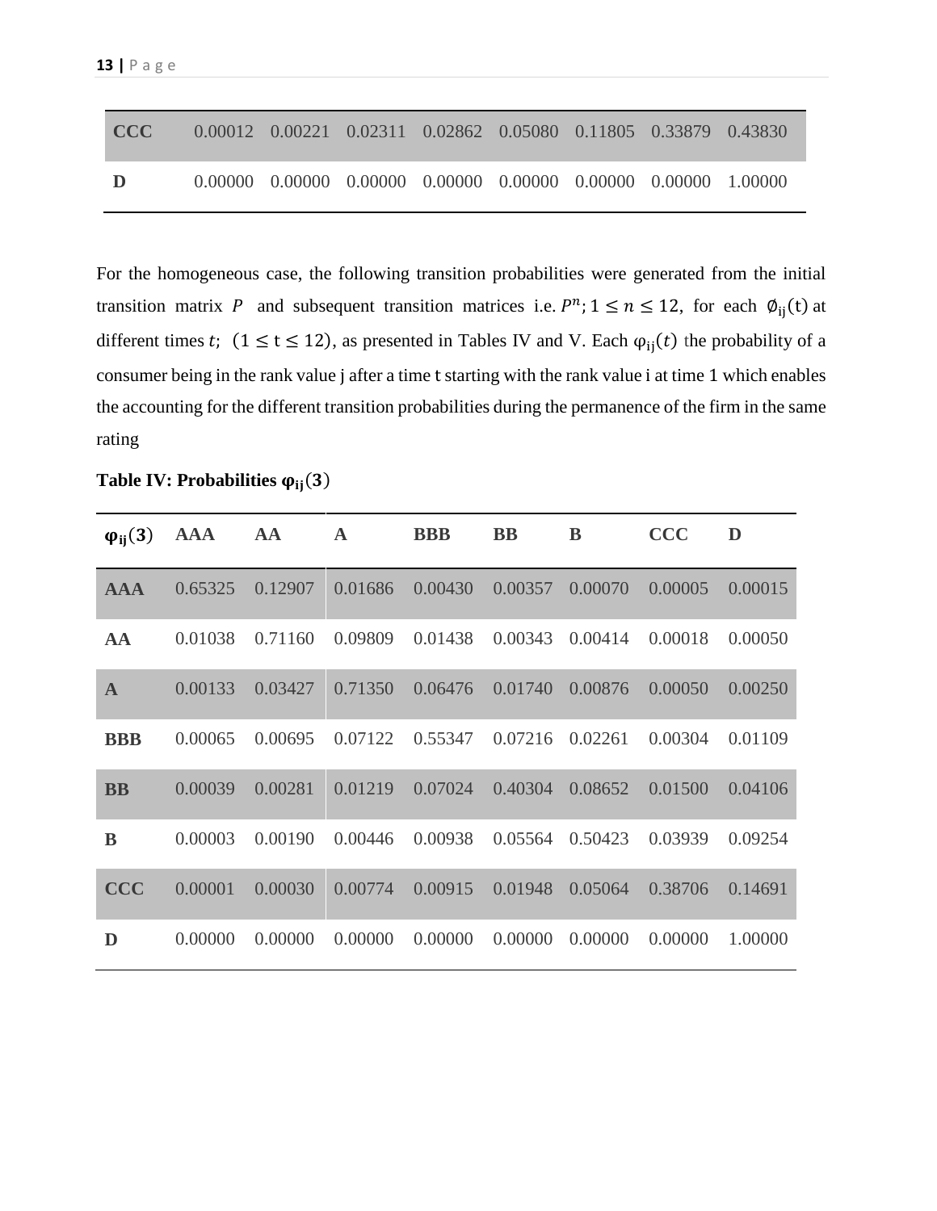| CCC | 0.00012 | 0.00221 | 0.02311 | 0.02862 | 0.05080 | 0.11805 | 0.33879 | 0.43830 |
|---|---|---|---|---|---|---|---|---|
| D | 0.00000 | 0.00000 | 0.00000 | 0.00000 | 0.00000 | 0.00000 | 0.00000 | 1.00000 |

For the homogeneous case, the following transition probabilities were generated from the initial transition matrix $P$ and subsequent transition matrices i.e. $P^n; 1 \leq n \leq 12$, for each $\emptyset_{ij}(t)$ at different times $t$; $(1 \leq t \leq 12)$, as presented in Tables IV and V. Each $\varphi_{ij}(t)$ the probability of a consumer being in the rank value j after a time t starting with the rank value i at time 1 which enables the accounting for the different transition probabilities during the permanence of the firm in the same rating

**Table IV: Probabilities $\varphi_{ij}(3)$**

| $\varphi_{ij}(3)$ | AAA | AA | A | BBB | BB | B | CCC | D |
|---|---|---|---|---|---|---|---|---|
| **AAA** | 0.65325 | 0.12907 | 0.01686 | 0.00430 | 0.00357 | 0.00070 | 0.00005 | 0.00015 |
| **AA** | 0.01038 | 0.71160 | 0.09809 | 0.01438 | 0.00343 | 0.00414 | 0.00018 | 0.00050 |
| **A** | 0.00133 | 0.03427 | 0.71350 | 0.06476 | 0.01740 | 0.00876 | 0.00050 | 0.00250 |
| **BBB** | 0.00065 | 0.00695 | 0.07122 | 0.55347 | 0.07216 | 0.02261 | 0.00304 | 0.01109 |
| **BB** | 0.00039 | 0.00281 | 0.01219 | 0.07024 | 0.40304 | 0.08652 | 0.01500 | 0.04106 |
| **B** | 0.00003 | 0.00190 | 0.00446 | 0.00938 | 0.05564 | 0.50423 | 0.03939 | 0.09254 |
| **CCC** | 0.00001 | 0.00030 | 0.00774 | 0.00915 | 0.01948 | 0.05064 | 0.38706 | 0.14691 |
| **D** | 0.00000 | 0.00000 | 0.00000 | 0.00000 | 0.00000 | 0.00000 | 0.00000 | 1.00000 |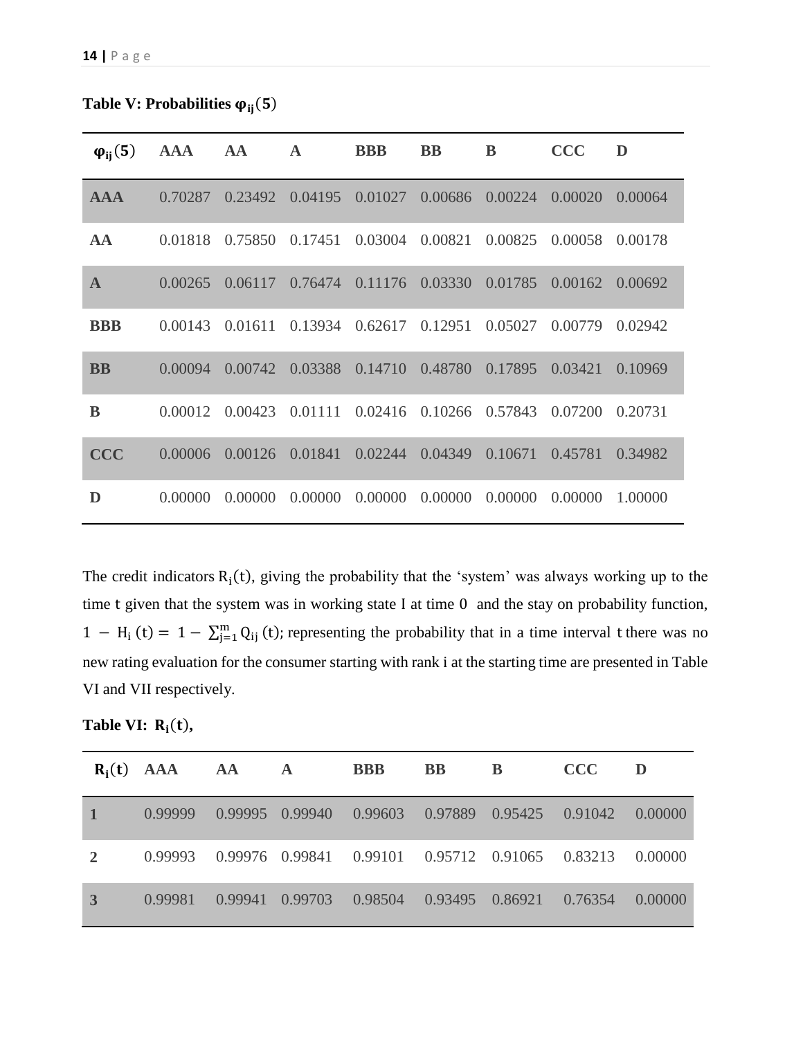**Table V: Probabilities $\varphi_{ij}(5)$**

| $\varphi_{ij}(5)$ | AAA | AA | A | BBB | BB | B | CCC | D |
|---|---|---|---|---|---|---|---|---|
| **AAA** | 0.70287 | 0.23492 | 0.04195 | 0.01027 | 0.00686 | 0.00224 | 0.00020 | 0.00064 |
| **AA** | 0.01818 | 0.75850 | 0.17451 | 0.03004 | 0.00821 | 0.00825 | 0.00058 | 0.00178 |
| **A** | 0.00265 | 0.06117 | 0.76474 | 0.11176 | 0.03330 | 0.01785 | 0.00162 | 0.00692 |
| **BBB** | 0.00143 | 0.01611 | 0.13934 | 0.62617 | 0.12951 | 0.05027 | 0.00779 | 0.02942 |
| **BB** | 0.00094 | 0.00742 | 0.03388 | 0.14710 | 0.48780 | 0.17895 | 0.03421 | 0.10969 |
| **B** | 0.00012 | 0.00423 | 0.01111 | 0.02416 | 0.10266 | 0.57843 | 0.07200 | 0.20731 |
| **CCC** | 0.00006 | 0.00126 | 0.01841 | 0.02244 | 0.04349 | 0.10671 | 0.45781 | 0.34982 |
| **D** | 0.00000 | 0.00000 | 0.00000 | 0.00000 | 0.00000 | 0.00000 | 0.00000 | 1.00000 |

The credit indicators $R_i(t)$, giving the probability that the 'system' was always working up to the time t given that the system was in working state I at time 0 and the stay on probability function, $1 - H_i(t) = 1 - \sum_{j=1}^{m} Q_{ij}(t)$; representing the probability that in a time interval t there was no new rating evaluation for the consumer starting with rank i at the starting time are presented in Table VI and VII respectively.

**Table VI: $R_i(t)$,**

| $R_i(t)$ | AAA | AA | A | BBB | BB | B | CCC | D |
|---|---|---|---|---|---|---|---|---|
| **1** | 0.99999 | 0.99995 | 0.99940 | 0.99603 | 0.97889 | 0.95425 | 0.91042 | 0.00000 |
| **2** | 0.99993 | 0.99976 | 0.99841 | 0.99101 | 0.95712 | 0.91065 | 0.83213 | 0.00000 |
| **3** | 0.99981 | 0.99941 | 0.99703 | 0.98504 | 0.93495 | 0.86921 | 0.76354 | 0.00000 |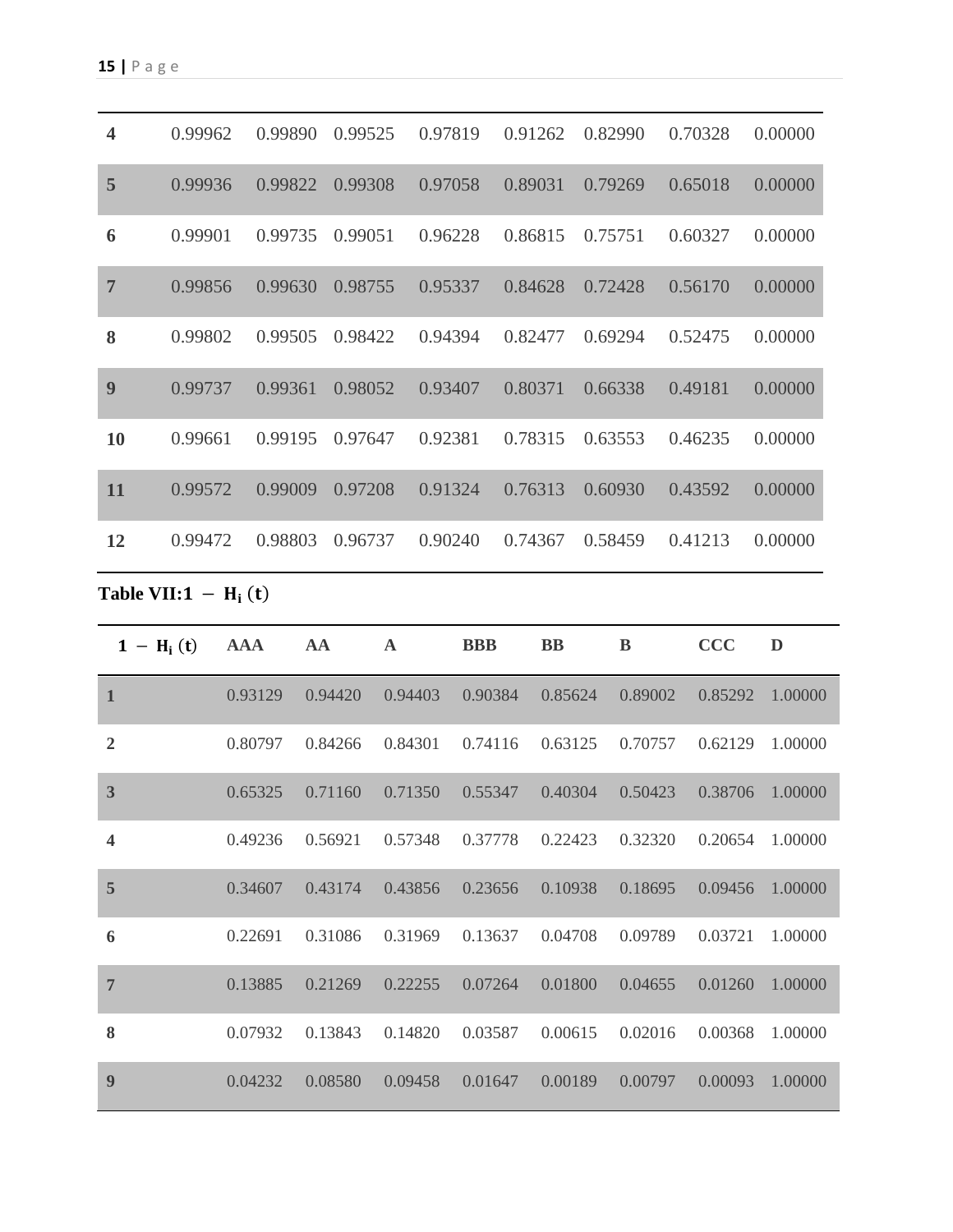| | | | | | | | | |
|---|---|---|---|---|---|---|---|---|
| **4** | 0.99962 | 0.99890 | 0.99525 | 0.97819 | 0.91262 | 0.82990 | 0.70328 | 0.00000 |
| **5** | 0.99936 | 0.99822 | 0.99308 | 0.97058 | 0.89031 | 0.79269 | 0.65018 | 0.00000 |
| **6** | 0.99901 | 0.99735 | 0.99051 | 0.96228 | 0.86815 | 0.75751 | 0.60327 | 0.00000 |
| **7** | 0.99856 | 0.99630 | 0.98755 | 0.95337 | 0.84628 | 0.72428 | 0.56170 | 0.00000 |
| **8** | 0.99802 | 0.99505 | 0.98422 | 0.94394 | 0.82477 | 0.69294 | 0.52475 | 0.00000 |
| **9** | 0.99737 | 0.99361 | 0.98052 | 0.93407 | 0.80371 | 0.66338 | 0.49181 | 0.00000 |
| **10** | 0.99661 | 0.99195 | 0.97647 | 0.92381 | 0.78315 | 0.63553 | 0.46235 | 0.00000 |
| **11** | 0.99572 | 0.99009 | 0.97208 | 0.91324 | 0.76313 | 0.60930 | 0.43592 | 0.00000 |
| **12** | 0.99472 | 0.98803 | 0.96737 | 0.90240 | 0.74367 | 0.58459 | 0.41213 | 0.00000 |

**Table VII:** $1 - H_i(t)$

| $1 - H_i(t)$ | AAA | AA | A | BBB | BB | B | CCC | D |
|---|---|---|---|---|---|---|---|---|
| **1** | 0.93129 | 0.94420 | 0.94403 | 0.90384 | 0.85624 | 0.89002 | 0.85292 | 1.00000 |
| **2** | 0.80797 | 0.84266 | 0.84301 | 0.74116 | 0.63125 | 0.70757 | 0.62129 | 1.00000 |
| **3** | 0.65325 | 0.71160 | 0.71350 | 0.55347 | 0.40304 | 0.50423 | 0.38706 | 1.00000 |
| **4** | 0.49236 | 0.56921 | 0.57348 | 0.37778 | 0.22423 | 0.32320 | 0.20654 | 1.00000 |
| **5** | 0.34607 | 0.43174 | 0.43856 | 0.23656 | 0.10938 | 0.18695 | 0.09456 | 1.00000 |
| **6** | 0.22691 | 0.31086 | 0.31969 | 0.13637 | 0.04708 | 0.09789 | 0.03721 | 1.00000 |
| **7** | 0.13885 | 0.21269 | 0.22255 | 0.07264 | 0.01800 | 0.04655 | 0.01260 | 1.00000 |
| **8** | 0.07932 | 0.13843 | 0.14820 | 0.03587 | 0.00615 | 0.02016 | 0.00368 | 1.00000 |
| **9** | 0.04232 | 0.08580 | 0.09458 | 0.01647 | 0.00189 | 0.00797 | 0.00093 | 1.00000 |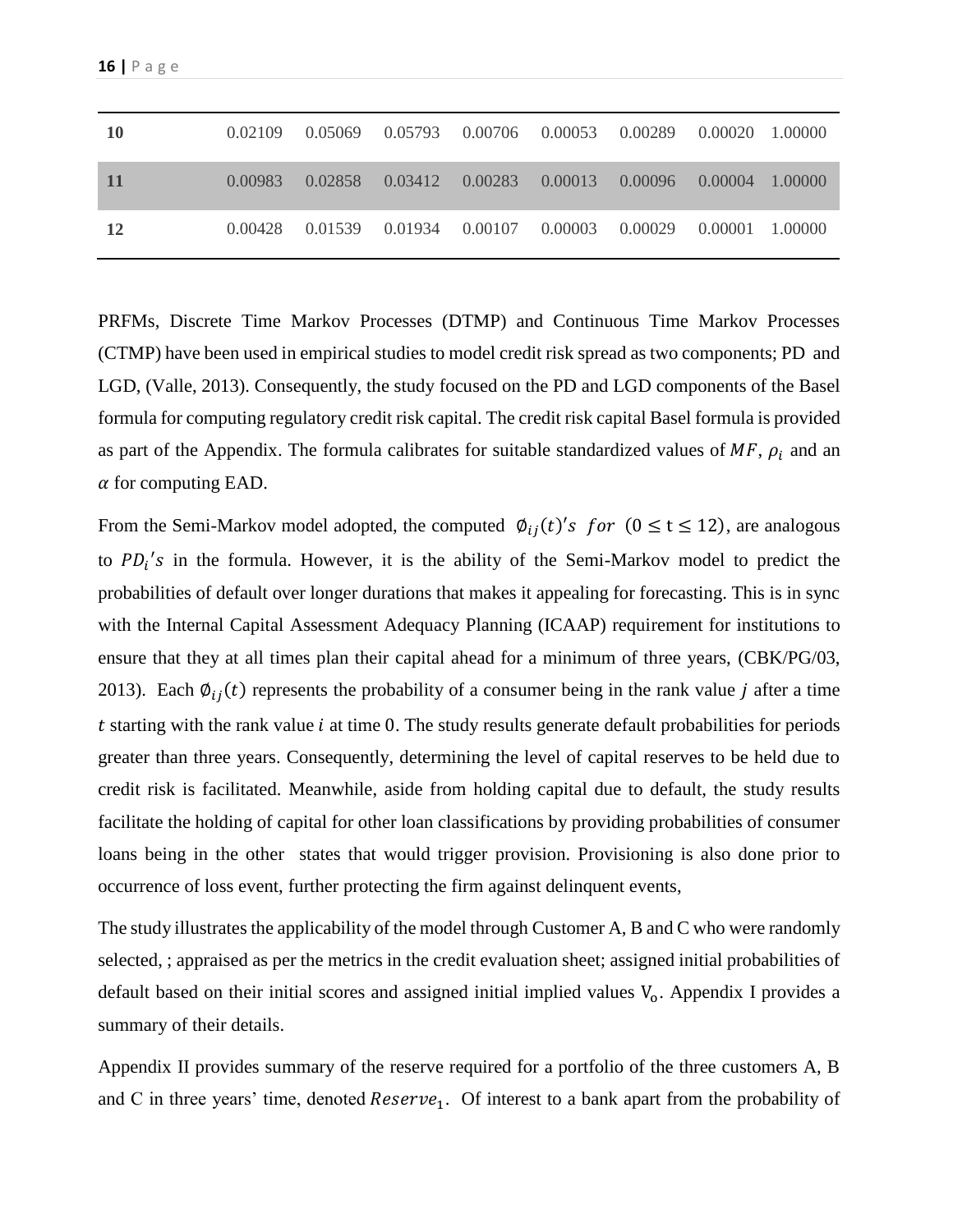| | | | | | | | | |
|---|---|---|---|---|---|---|---|---|
| **10** | 0.02109 | 0.05069 | 0.05793 | 0.00706 | 0.00053 | 0.00289 | 0.00020 | 1.00000 |
| **11** | 0.00983 | 0.02858 | 0.03412 | 0.00283 | 0.00013 | 0.00096 | 0.00004 | 1.00000 |
| **12** | 0.00428 | 0.01539 | 0.01934 | 0.00107 | 0.00003 | 0.00029 | 0.00001 | 1.00000 |

PRFMs, Discrete Time Markov Processes (DTMP) and Continuous Time Markov Processes (CTMP) have been used in empirical studies to model credit risk spread as two components; PD and LGD, (Valle, 2013). Consequently, the study focused on the PD and LGD components of the Basel formula for computing regulatory credit risk capital. The credit risk capital Basel formula is provided as part of the Appendix. The formula calibrates for suitable standardized values of $MF$, $\rho_i$ and an $\alpha$ for computing EAD.

From the Semi-Markov model adopted, the computed $\emptyset_{ij}(t)'s \ for \ (0 \leq t \leq 12)$, are analogous to $PD_i{}'s$ in the formula. However, it is the ability of the Semi-Markov model to predict the probabilities of default over longer durations that makes it appealing for forecasting. This is in sync with the Internal Capital Assessment Adequacy Planning (ICAAP) requirement for institutions to ensure that they at all times plan their capital ahead for a minimum of three years, (CBK/PG/03, 2013). Each $\emptyset_{ij}(t)$ represents the probability of a consumer being in the rank value $j$ after a time $t$ starting with the rank value $i$ at time $0$. The study results generate default probabilities for periods greater than three years. Consequently, determining the level of capital reserves to be held due to credit risk is facilitated. Meanwhile, aside from holding capital due to default, the study results facilitate the holding of capital for other loan classifications by providing probabilities of consumer loans being in the other states that would trigger provision. Provisioning is also done prior to occurrence of loss event, further protecting the firm against delinquent events,

The study illustrates the applicability of the model through Customer A, B and C who were randomly selected, ; appraised as per the metrics in the credit evaluation sheet; assigned initial probabilities of default based on their initial scores and assigned initial implied values $V_o$. Appendix I provides a summary of their details.

Appendix II provides summary of the reserve required for a portfolio of the three customers A, B and C in three years' time, denoted $Reserve_1$. Of interest to a bank apart from the probability of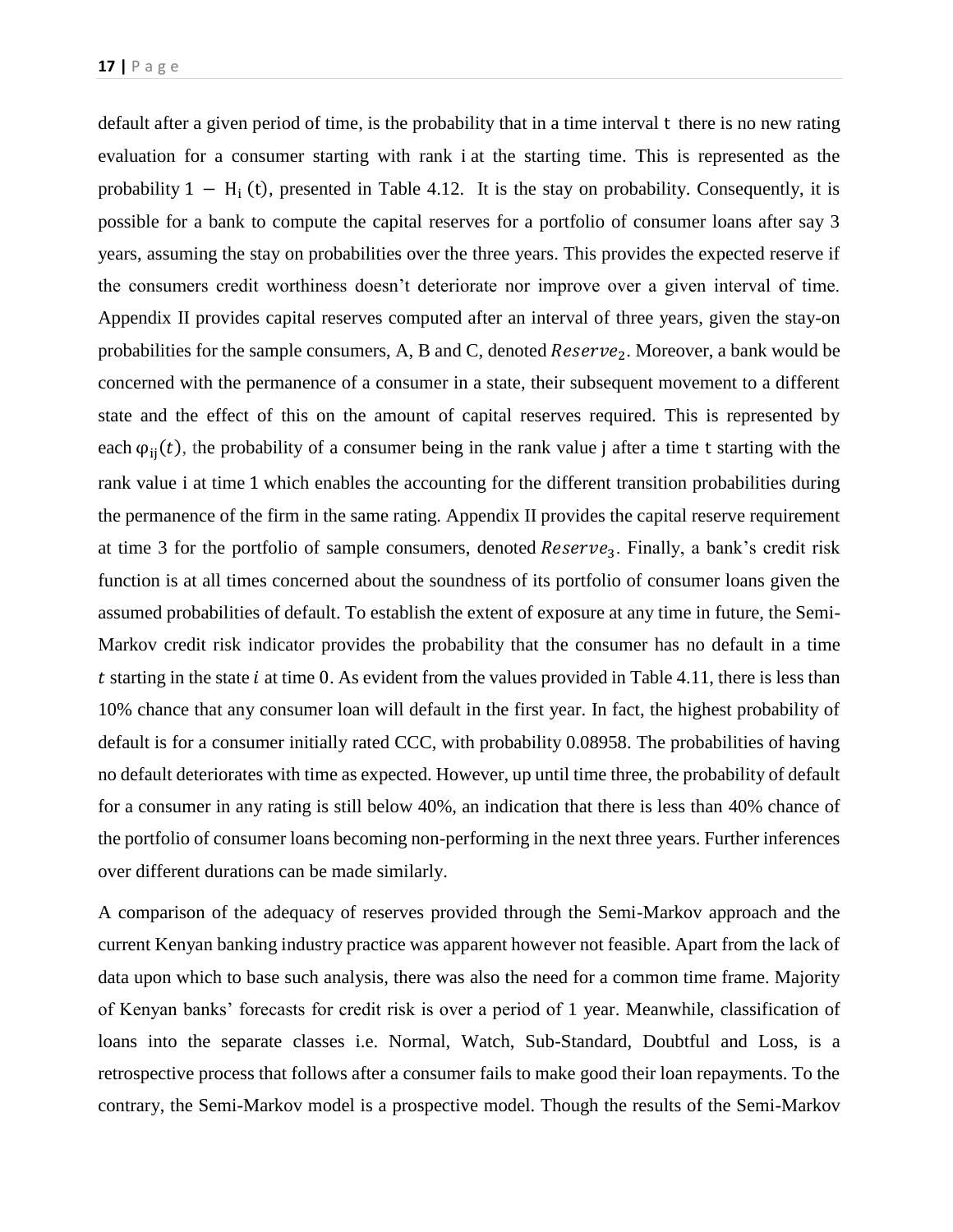default after a given period of time, is the probability that in a time interval $t$ there is no new rating evaluation for a consumer starting with rank $i$ at the starting time. This is represented as the probability $1 - H_i(t)$, presented in Table 4.12. It is the stay on probability. Consequently, it is possible for a bank to compute the capital reserves for a portfolio of consumer loans after say 3 years, assuming the stay on probabilities over the three years. This provides the expected reserve if the consumers credit worthiness doesn't deteriorate nor improve over a given interval of time. Appendix II provides capital reserves computed after an interval of three years, given the stay-on probabilities for the sample consumers, A, B and C, denoted $Reserve_2$. Moreover, a bank would be concerned with the permanence of a consumer in a state, their subsequent movement to a different state and the effect of this on the amount of capital reserves required. This is represented by each $\varphi_{ij}(t)$, the probability of a consumer being in the rank value $j$ after a time $t$ starting with the rank value $i$ at time 1 which enables the accounting for the different transition probabilities during the permanence of the firm in the same rating. Appendix II provides the capital reserve requirement at time 3 for the portfolio of sample consumers, denoted $Reserve_3$. Finally, a bank's credit risk function is at all times concerned about the soundness of its portfolio of consumer loans given the assumed probabilities of default. To establish the extent of exposure at any time in future, the Semi-Markov credit risk indicator provides the probability that the consumer has no default in a time $t$ starting in the state $i$ at time $0$. As evident from the values provided in Table 4.11, there is less than 10% chance that any consumer loan will default in the first year. In fact, the highest probability of default is for a consumer initially rated CCC, with probability 0.08958. The probabilities of having no default deteriorates with time as expected. However, up until time three, the probability of default for a consumer in any rating is still below 40%, an indication that there is less than 40% chance of the portfolio of consumer loans becoming non-performing in the next three years. Further inferences over different durations can be made similarly.

A comparison of the adequacy of reserves provided through the Semi-Markov approach and the current Kenyan banking industry practice was apparent however not feasible. Apart from the lack of data upon which to base such analysis, there was also the need for a common time frame. Majority of Kenyan banks' forecasts for credit risk is over a period of 1 year. Meanwhile, classification of loans into the separate classes i.e. Normal, Watch, Sub-Standard, Doubtful and Loss, is a retrospective process that follows after a consumer fails to make good their loan repayments. To the contrary, the Semi-Markov model is a prospective model. Though the results of the Semi-Markov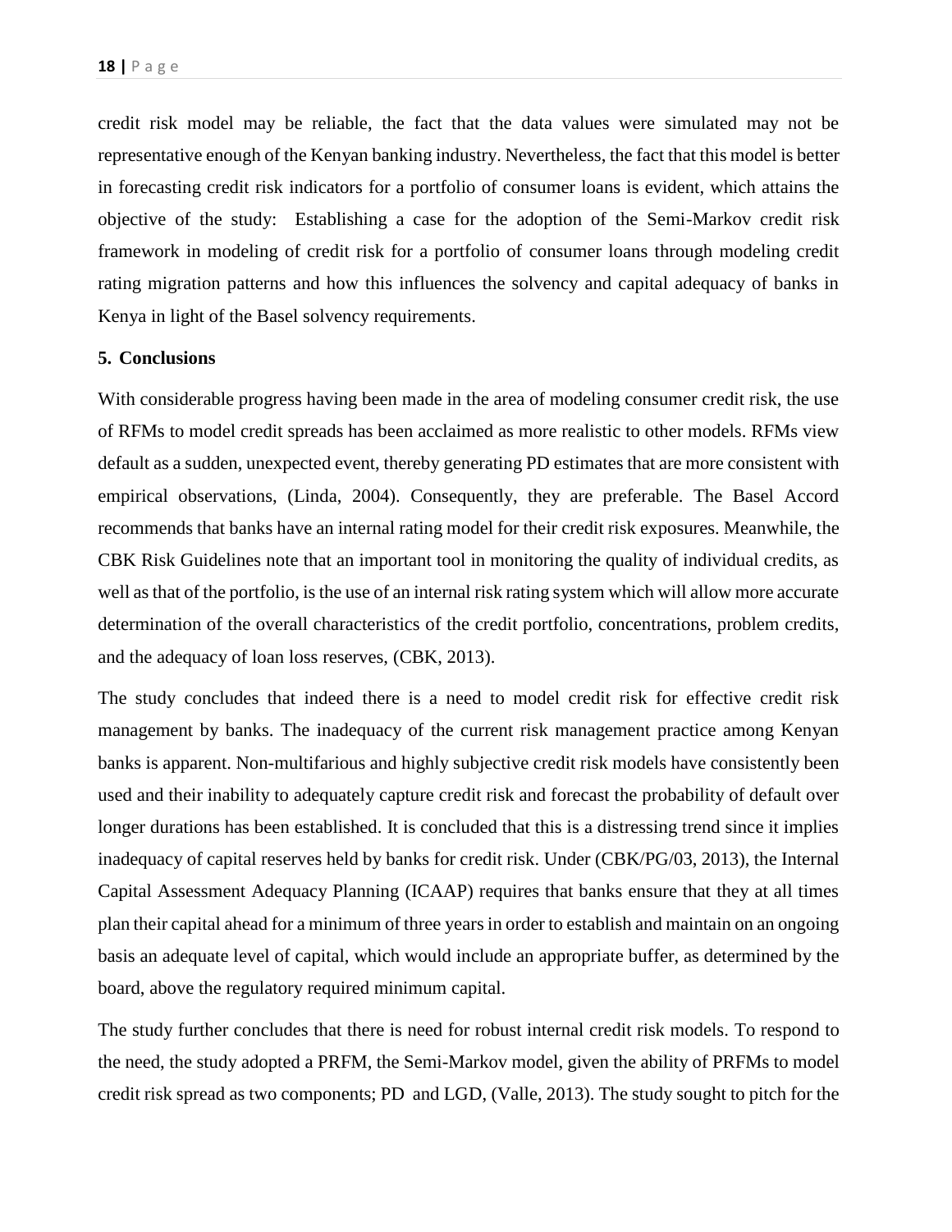credit risk model may be reliable, the fact that the data values were simulated may not be representative enough of the Kenyan banking industry. Nevertheless, the fact that this model is better in forecasting credit risk indicators for a portfolio of consumer loans is evident, which attains the objective of the study: Establishing a case for the adoption of the Semi-Markov credit risk framework in modeling of credit risk for a portfolio of consumer loans through modeling credit rating migration patterns and how this influences the solvency and capital adequacy of banks in Kenya in light of the Basel solvency requirements.

## 5. Conclusions

With considerable progress having been made in the area of modeling consumer credit risk, the use of RFMs to model credit spreads has been acclaimed as more realistic to other models. RFMs view default as a sudden, unexpected event, thereby generating PD estimates that are more consistent with empirical observations, (Linda, 2004). Consequently, they are preferable. The Basel Accord recommends that banks have an internal rating model for their credit risk exposures. Meanwhile, the CBK Risk Guidelines note that an important tool in monitoring the quality of individual credits, as well as that of the portfolio, is the use of an internal risk rating system which will allow more accurate determination of the overall characteristics of the credit portfolio, concentrations, problem credits, and the adequacy of loan loss reserves, (CBK, 2013).

The study concludes that indeed there is a need to model credit risk for effective credit risk management by banks. The inadequacy of the current risk management practice among Kenyan banks is apparent. Non-multifarious and highly subjective credit risk models have consistently been used and their inability to adequately capture credit risk and forecast the probability of default over longer durations has been established. It is concluded that this is a distressing trend since it implies inadequacy of capital reserves held by banks for credit risk. Under (CBK/PG/03, 2013), the Internal Capital Assessment Adequacy Planning (ICAAP) requires that banks ensure that they at all times plan their capital ahead for a minimum of three years in order to establish and maintain on an ongoing basis an adequate level of capital, which would include an appropriate buffer, as determined by the board, above the regulatory required minimum capital.

The study further concludes that there is need for robust internal credit risk models. To respond to the need, the study adopted a PRFM, the Semi-Markov model, given the ability of PRFMs to model credit risk spread as two components; PD and LGD, (Valle, 2013). The study sought to pitch for the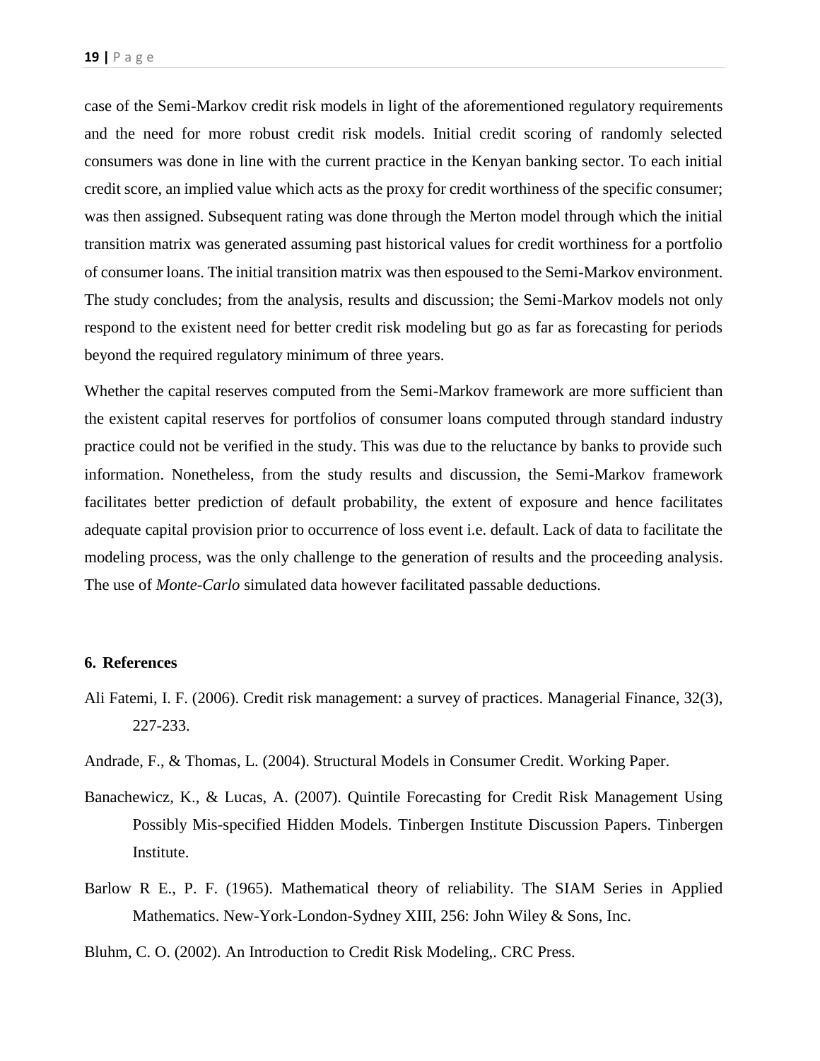case of the Semi-Markov credit risk models in light of the aforementioned regulatory requirements and the need for more robust credit risk models. Initial credit scoring of randomly selected consumers was done in line with the current practice in the Kenyan banking sector. To each initial credit score, an implied value which acts as the proxy for credit worthiness of the specific consumer; was then assigned. Subsequent rating was done through the Merton model through which the initial transition matrix was generated assuming past historical values for credit worthiness for a portfolio of consumer loans. The initial transition matrix was then espoused to the Semi-Markov environment. The study concludes; from the analysis, results and discussion; the Semi-Markov models not only respond to the existent need for better credit risk modeling but go as far as forecasting for periods beyond the required regulatory minimum of three years.

Whether the capital reserves computed from the Semi-Markov framework are more sufficient than the existent capital reserves for portfolios of consumer loans computed through standard industry practice could not be verified in the study. This was due to the reluctance by banks to provide such information. Nonetheless, from the study results and discussion, the Semi-Markov framework facilitates better prediction of default probability, the extent of exposure and hence facilitates adequate capital provision prior to occurrence of loss event i.e. default. Lack of data to facilitate the modeling process, was the only challenge to the generation of results and the proceeding analysis. The use of *Monte-Carlo* simulated data however facilitated passable deductions.

## 6. References

Ali Fatemi, I. F. (2006). Credit risk management: a survey of practices. Managerial Finance, 32(3), 227-233.

Andrade, F., & Thomas, L. (2004). Structural Models in Consumer Credit. Working Paper.

Banachewicz, K., & Lucas, A. (2007). Quintile Forecasting for Credit Risk Management Using Possibly Mis-specified Hidden Models. Tinbergen Institute Discussion Papers. Tinbergen Institute.

Barlow R E., P. F. (1965). Mathematical theory of reliability. The SIAM Series in Applied Mathematics. New-York-London-Sydney XIII, 256: John Wiley & Sons, Inc.

Bluhm, C. O. (2002). An Introduction to Credit Risk Modeling,. CRC Press.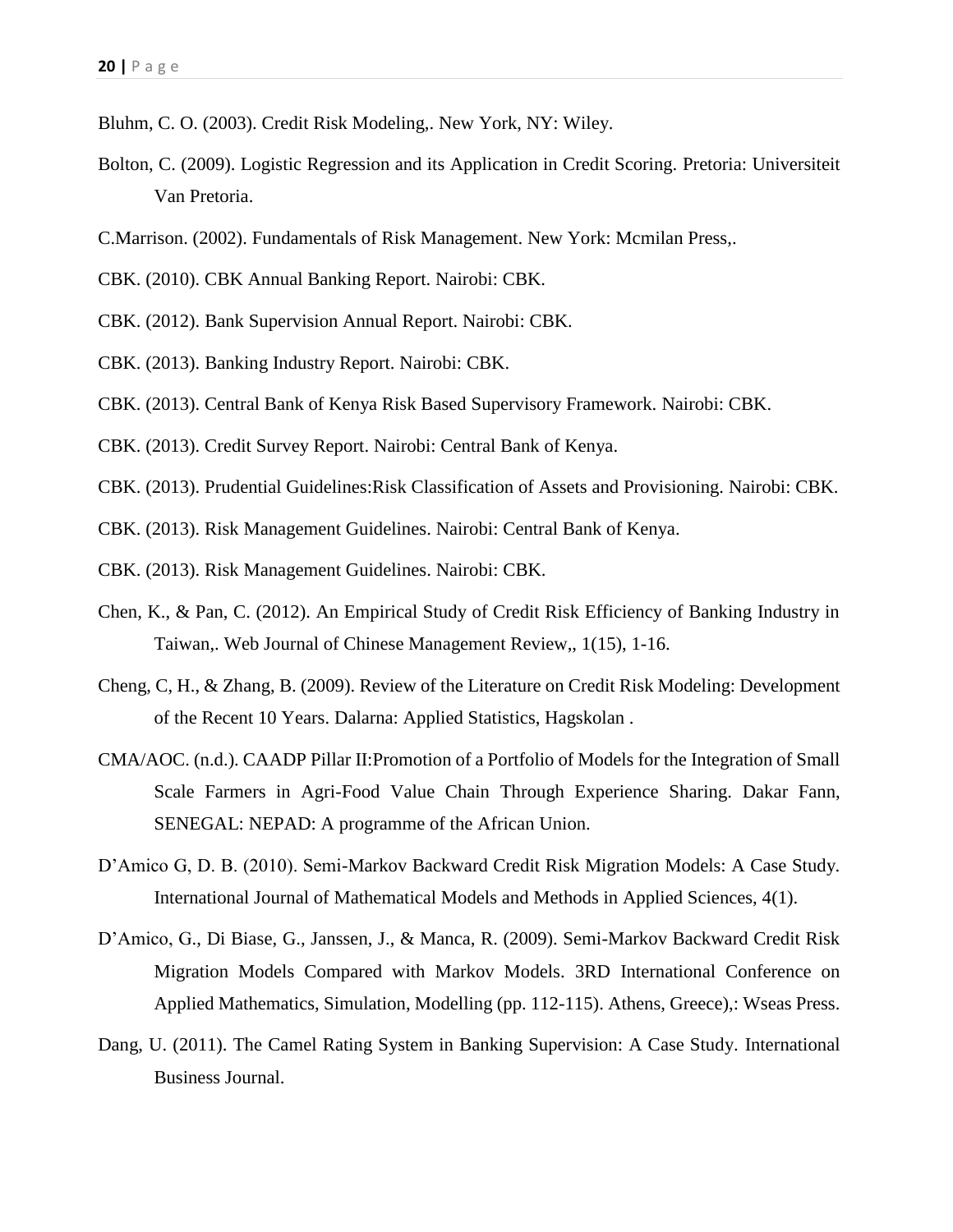Bluhm, C. O. (2003). Credit Risk Modeling,. New York, NY: Wiley.

Bolton, C. (2009). Logistic Regression and its Application in Credit Scoring. Pretoria: Universiteit Van Pretoria.

C.Marrison. (2002). Fundamentals of Risk Management. New York: Mcmilan Press,.

CBK. (2010). CBK Annual Banking Report. Nairobi: CBK.

CBK. (2012). Bank Supervision Annual Report. Nairobi: CBK.

CBK. (2013). Banking Industry Report. Nairobi: CBK.

CBK. (2013). Central Bank of Kenya Risk Based Supervisory Framework. Nairobi: CBK.

CBK. (2013). Credit Survey Report. Nairobi: Central Bank of Kenya.

CBK. (2013). Prudential Guidelines:Risk Classification of Assets and Provisioning. Nairobi: CBK.

CBK. (2013). Risk Management Guidelines. Nairobi: Central Bank of Kenya.

CBK. (2013). Risk Management Guidelines. Nairobi: CBK.

Chen, K., & Pan, C. (2012). An Empirical Study of Credit Risk Efficiency of Banking Industry in Taiwan,. Web Journal of Chinese Management Review,, 1(15), 1-16.

Cheng, C, H., & Zhang, B. (2009). Review of the Literature on Credit Risk Modeling: Development of the Recent 10 Years. Dalarna: Applied Statistics, Hagskolan .

CMA/AOC. (n.d.). CAADP Pillar II:Promotion of a Portfolio of Models for the Integration of Small Scale Farmers in Agri-Food Value Chain Through Experience Sharing. Dakar Fann, SENEGAL: NEPAD: A programme of the African Union.

D'Amico G, D. B. (2010). Semi-Markov Backward Credit Risk Migration Models: A Case Study. International Journal of Mathematical Models and Methods in Applied Sciences, 4(1).

D'Amico, G., Di Biase, G., Janssen, J., & Manca, R. (2009). Semi-Markov Backward Credit Risk Migration Models Compared with Markov Models. 3RD International Conference on Applied Mathematics, Simulation, Modelling (pp. 112-115). Athens, Greece),: Wseas Press.

Dang, U. (2011). The Camel Rating System in Banking Supervision: A Case Study. International Business Journal.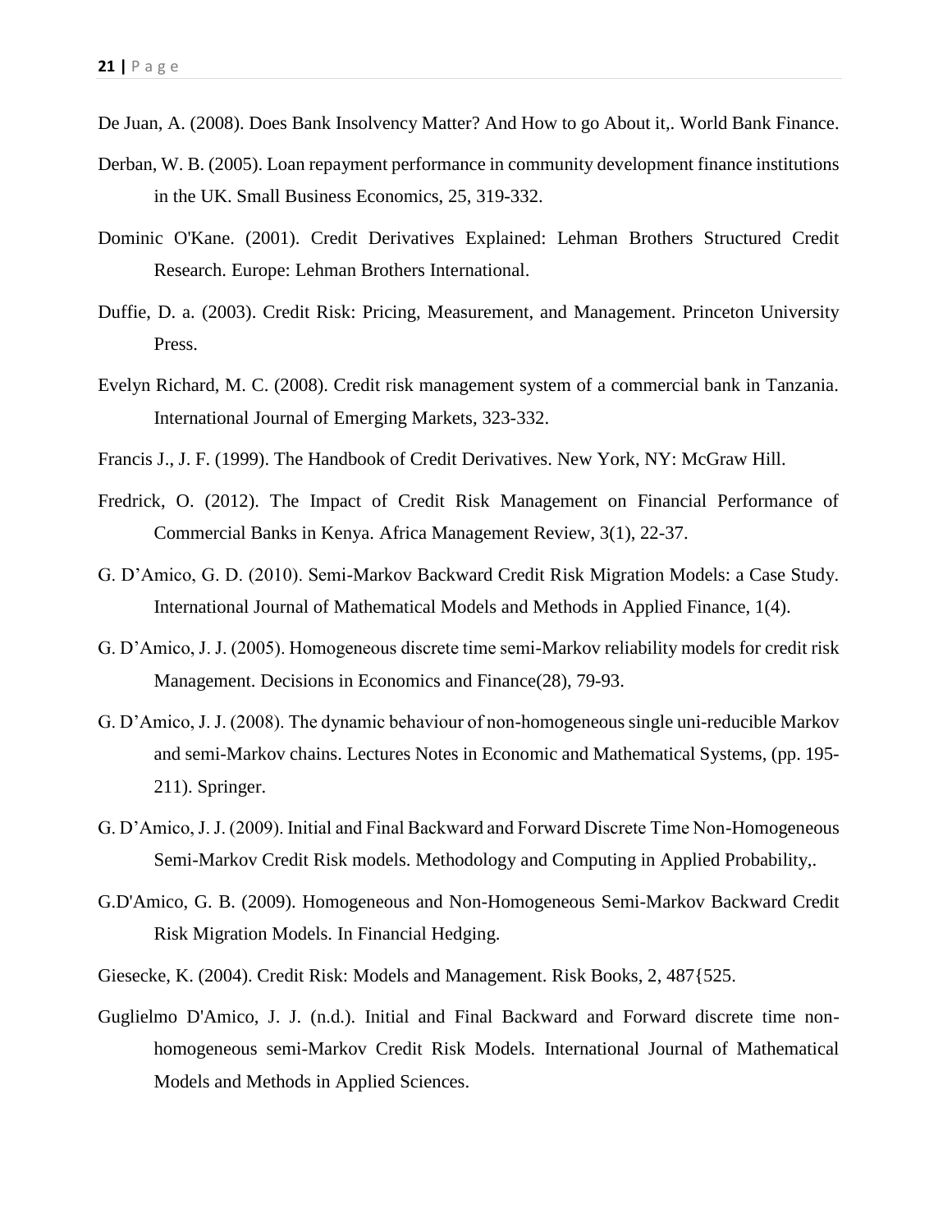De Juan, A. (2008). Does Bank Insolvency Matter? And How to go About it,. World Bank Finance.

Derban, W. B. (2005). Loan repayment performance in community development finance institutions in the UK. Small Business Economics, 25, 319-332.

Dominic O'Kane. (2001). Credit Derivatives Explained: Lehman Brothers Structured Credit Research. Europe: Lehman Brothers International.

Duffie, D. a. (2003). Credit Risk: Pricing, Measurement, and Management. Princeton University Press.

Evelyn Richard, M. C. (2008). Credit risk management system of a commercial bank in Tanzania. International Journal of Emerging Markets, 323-332.

Francis J., J. F. (1999). The Handbook of Credit Derivatives. New York, NY: McGraw Hill.

Fredrick, O. (2012). The Impact of Credit Risk Management on Financial Performance of Commercial Banks in Kenya. Africa Management Review, 3(1), 22-37.

G. D'Amico, G. D. (2010). Semi-Markov Backward Credit Risk Migration Models: a Case Study. International Journal of Mathematical Models and Methods in Applied Finance, 1(4).

G. D'Amico, J. J. (2005). Homogeneous discrete time semi-Markov reliability models for credit risk Management. Decisions in Economics and Finance(28), 79-93.

G. D'Amico, J. J. (2008). The dynamic behaviour of non-homogeneous single uni-reducible Markov and semi-Markov chains. Lectures Notes in Economic and Mathematical Systems, (pp. 195-211). Springer.

G. D'Amico, J. J. (2009). Initial and Final Backward and Forward Discrete Time Non-Homogeneous Semi-Markov Credit Risk models. Methodology and Computing in Applied Probability,.

G.D'Amico, G. B. (2009). Homogeneous and Non-Homogeneous Semi-Markov Backward Credit Risk Migration Models. In Financial Hedging.

Giesecke, K. (2004). Credit Risk: Models and Management. Risk Books, 2, 487{525.

Guglielmo D'Amico, J. J. (n.d.). Initial and Final Backward and Forward discrete time non-homogeneous semi-Markov Credit Risk Models. International Journal of Mathematical Models and Methods in Applied Sciences.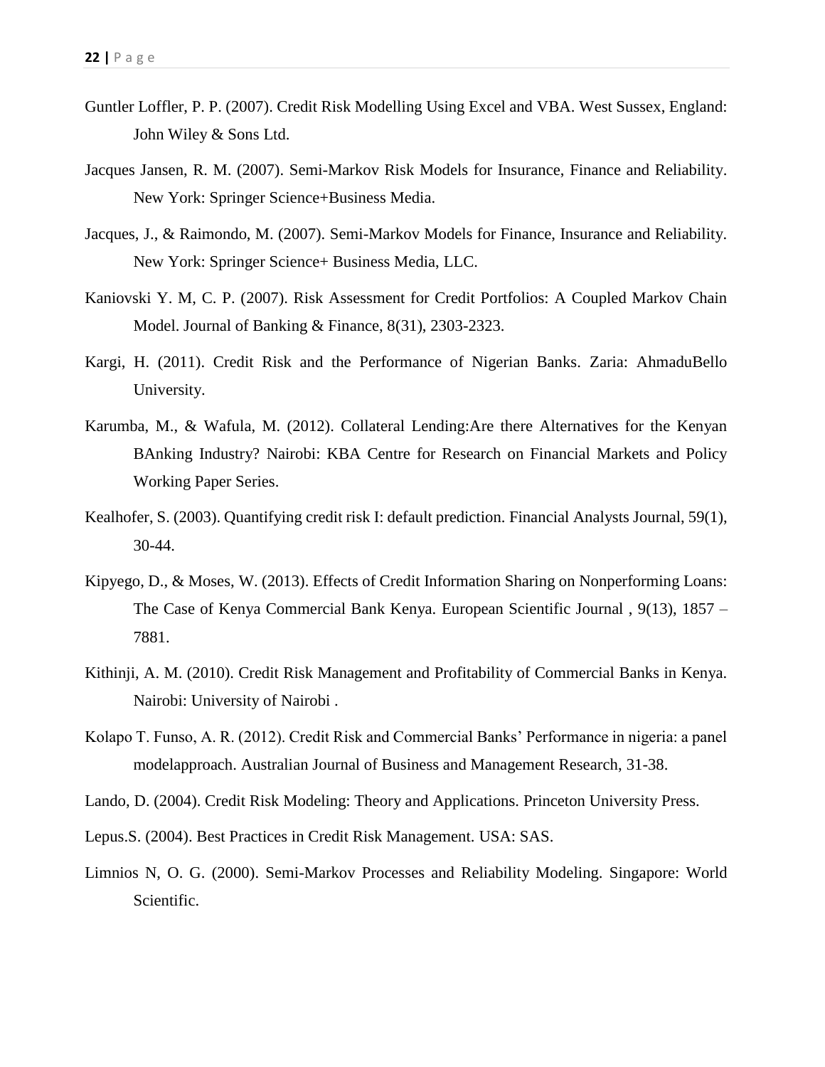Guntler Loffler, P. P. (2007). Credit Risk Modelling Using Excel and VBA. West Sussex, England: John Wiley & Sons Ltd.

Jacques Jansen, R. M. (2007). Semi-Markov Risk Models for Insurance, Finance and Reliability. New York: Springer Science+Business Media.

Jacques, J., & Raimondo, M. (2007). Semi-Markov Models for Finance, Insurance and Reliability. New York: Springer Science+ Business Media, LLC.

Kaniovski Y. M, C. P. (2007). Risk Assessment for Credit Portfolios: A Coupled Markov Chain Model. Journal of Banking & Finance, 8(31), 2303-2323.

Kargi, H. (2011). Credit Risk and the Performance of Nigerian Banks. Zaria: AhmaduBello University.

Karumba, M., & Wafula, M. (2012). Collateral Lending:Are there Alternatives for the Kenyan BAnking Industry? Nairobi: KBA Centre for Research on Financial Markets and Policy Working Paper Series.

Kealhofer, S. (2003). Quantifying credit risk I: default prediction. Financial Analysts Journal, 59(1), 30-44.

Kipyego, D., & Moses, W. (2013). Effects of Credit Information Sharing on Nonperforming Loans: The Case of Kenya Commercial Bank Kenya. European Scientific Journal , 9(13), 1857 – 7881.

Kithinji, A. M. (2010). Credit Risk Management and Profitability of Commercial Banks in Kenya. Nairobi: University of Nairobi .

Kolapo T. Funso, A. R. (2012). Credit Risk and Commercial Banks' Performance in nigeria: a panel modelapproach. Australian Journal of Business and Management Research, 31-38.

Lando, D. (2004). Credit Risk Modeling: Theory and Applications. Princeton University Press.

Lepus.S. (2004). Best Practices in Credit Risk Management. USA: SAS.

Limnios N, O. G. (2000). Semi-Markov Processes and Reliability Modeling. Singapore: World Scientific.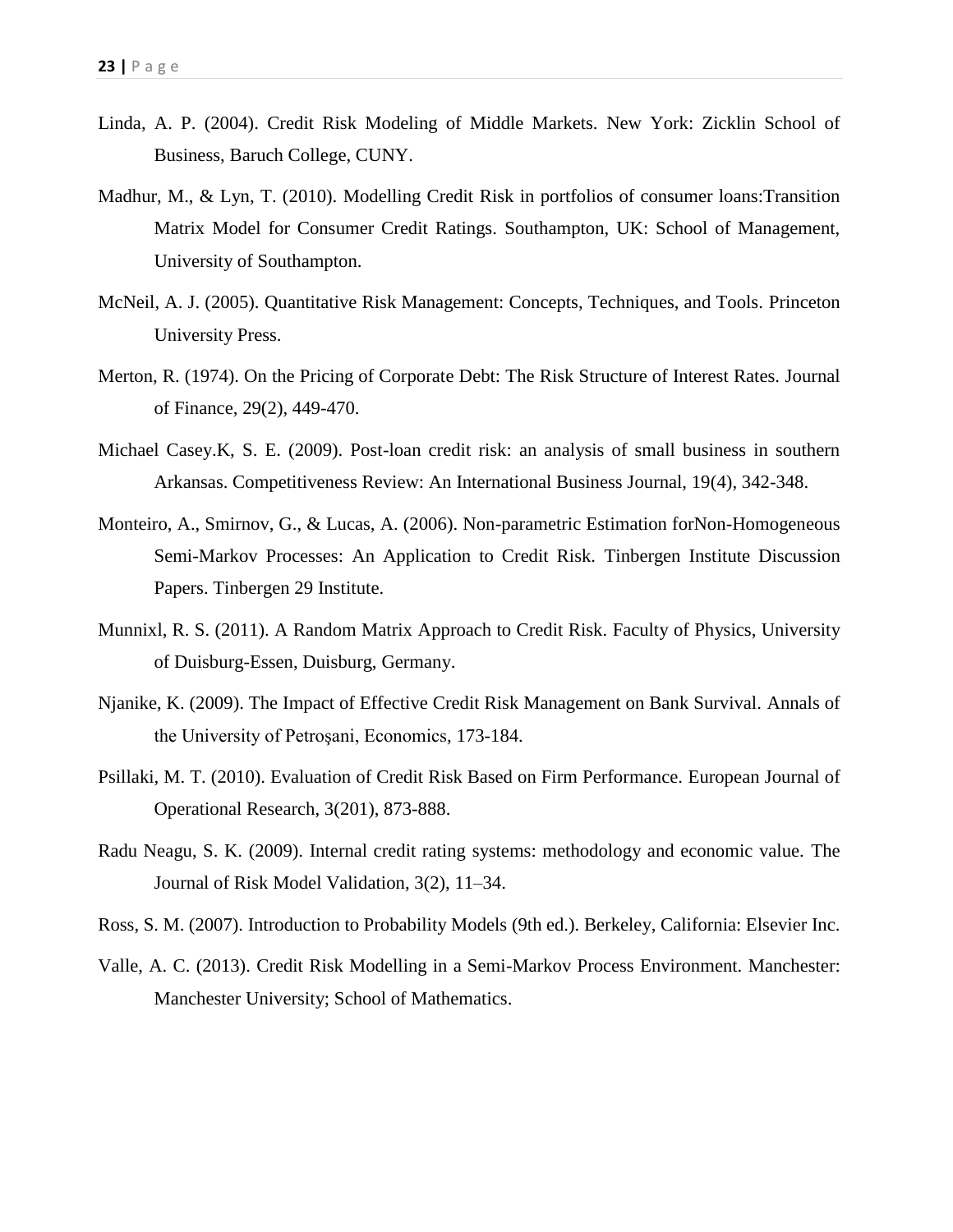Linda, A. P. (2004). Credit Risk Modeling of Middle Markets. New York: Zicklin School of Business, Baruch College, CUNY.

Madhur, M., & Lyn, T. (2010). Modelling Credit Risk in portfolios of consumer loans:Transition Matrix Model for Consumer Credit Ratings. Southampton, UK: School of Management, University of Southampton.

McNeil, A. J. (2005). Quantitative Risk Management: Concepts, Techniques, and Tools. Princeton University Press.

Merton, R. (1974). On the Pricing of Corporate Debt: The Risk Structure of Interest Rates. Journal of Finance, 29(2), 449-470.

Michael Casey.K, S. E. (2009). Post-loan credit risk: an analysis of small business in southern Arkansas. Competitiveness Review: An International Business Journal, 19(4), 342-348.

Monteiro, A., Smirnov, G., & Lucas, A. (2006). Non-parametric Estimation forNon-Homogeneous Semi-Markov Processes: An Application to Credit Risk. Tinbergen Institute Discussion Papers. Tinbergen 29 Institute.

Munnixl, R. S. (2011). A Random Matrix Approach to Credit Risk. Faculty of Physics, University of Duisburg-Essen, Duisburg, Germany.

Njanike, K. (2009). The Impact of Effective Credit Risk Management on Bank Survival. Annals of the University of Petroşani, Economics, 173-184.

Psillaki, M. T. (2010). Evaluation of Credit Risk Based on Firm Performance. European Journal of Operational Research, 3(201), 873-888.

Radu Neagu, S. K. (2009). Internal credit rating systems: methodology and economic value. The Journal of Risk Model Validation, 3(2), 11–34.

Ross, S. M. (2007). Introduction to Probability Models (9th ed.). Berkeley, California: Elsevier Inc.

Valle, A. C. (2013). Credit Risk Modelling in a Semi-Markov Process Environment. Manchester: Manchester University; School of Mathematics.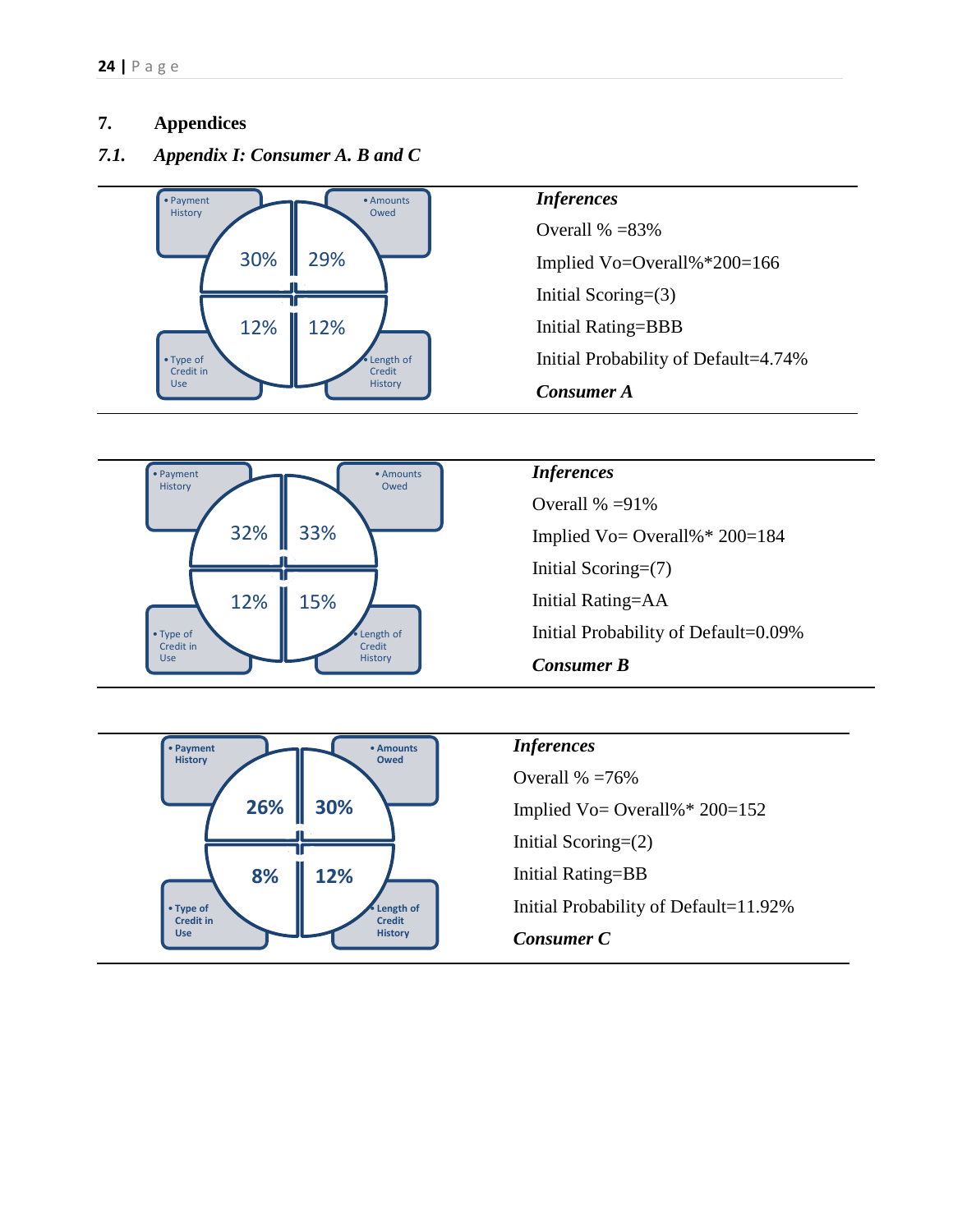## 7. Appendices

### *7.1. Appendix I: Consumer A. B and C*

| Payment History | Amounts Owed | Type of Credit in Use | Length of Credit History |
|---|---|---|---|
| 30% | 29% | 12% | 12% |

***Inferences***

Overall % =83%

Implied Vo=Overall%*200=166

Initial Scoring=(3)

Initial Rating=BBB

Initial Probability of Default=4.74%

***Consumer A***

| Payment History | Amounts Owed | Type of Credit in Use | Length of Credit History |
|---|---|---|---|
| 32% | 33% | 12% | 15% |

***Inferences***

Overall % =91%

Implied Vo= Overall%* 200=184

Initial Scoring=(7)

Initial Rating=AA

Initial Probability of Default=0.09%

***Consumer B***

| Payment History | Amounts Owed | Type of Credit in Use | Length of Credit History |
|---|---|---|---|
| 26% | 30% | 8% | 12% |

***Inferences***

Overall % =76%

Implied Vo= Overall%* 200=152

Initial Scoring=(2)

Initial Rating=BB

Initial Probability of Default=11.92%

***Consumer C***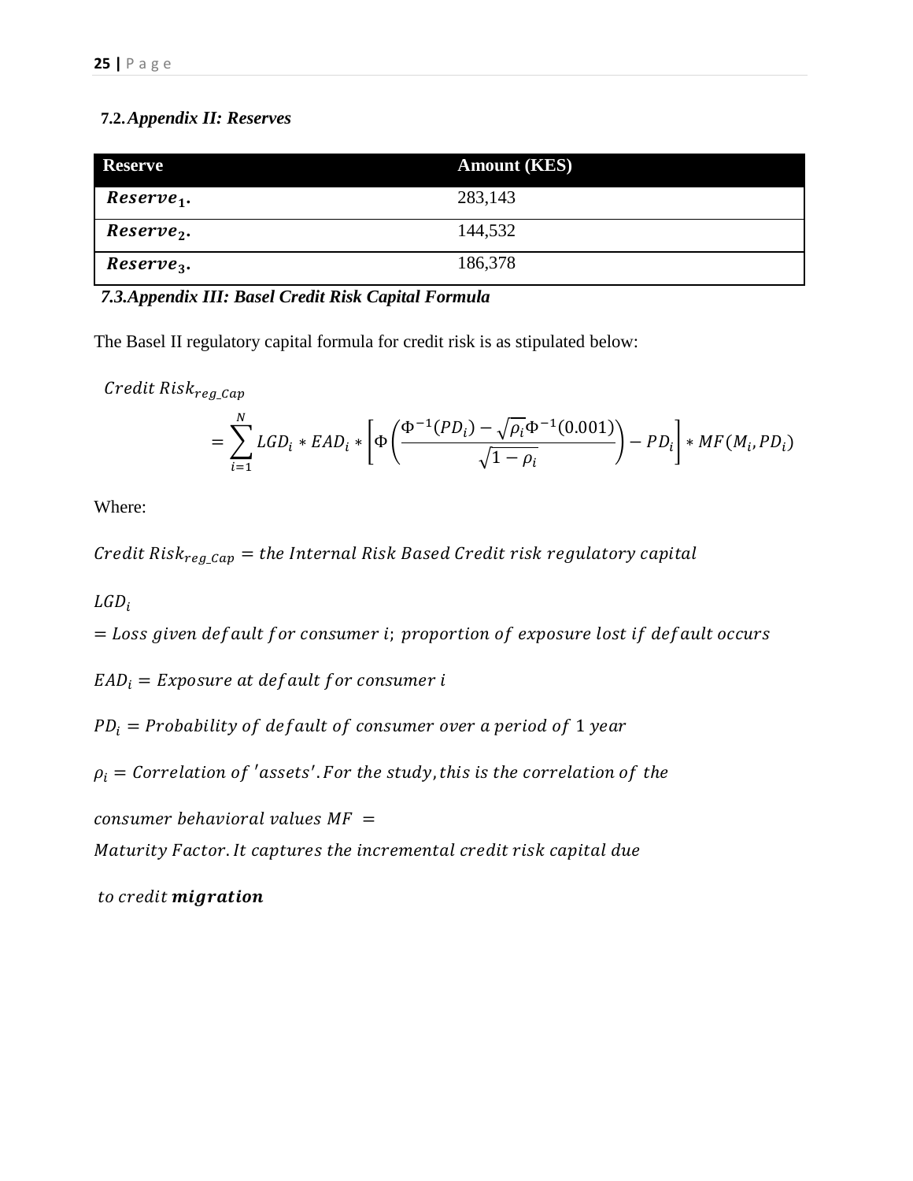### 7.2. *Appendix II: Reserves*

| Reserve | Amount (KES) |
|---|---|
| $Reserve_1$. | 283,143 |
| $Reserve_2$. | 144,532 |
| $Reserve_3$. | 186,378 |

### 7.3. *Appendix III: Basel Credit Risk Capital Formula*

The Basel II regulatory capital formula for credit risk is as stipulated below:

$$Credit\ Risk_{reg\_Cap} = \sum_{i=1}^{N} LGD_i * EAD_i * \left[ \Phi\left( \frac{\Phi^{-1}(PD_i) - \sqrt{\rho_i}\Phi^{-1}(0.001)}{\sqrt{1-\rho_i}} \right) - PD_i \right] * MF(M_i, PD_i)$$

Where:

$Credit\ Risk_{reg\_Cap}$ = the Internal Risk Based Credit risk regulatory capital

$LGD_i$ = Loss given default for consumer $i$; proportion of exposure lost if default occurs

$EAD_i$ = Exposure at default for consumer $i$

$PD_i$ = Probability of default of consumer over a period of 1 year

$\rho_i$ = Correlation of 'assets'. For the study, this is the correlation of the consumer behavioral values $MF$ = Maturity Factor. It captures the incremental credit risk capital due to credit ***migration***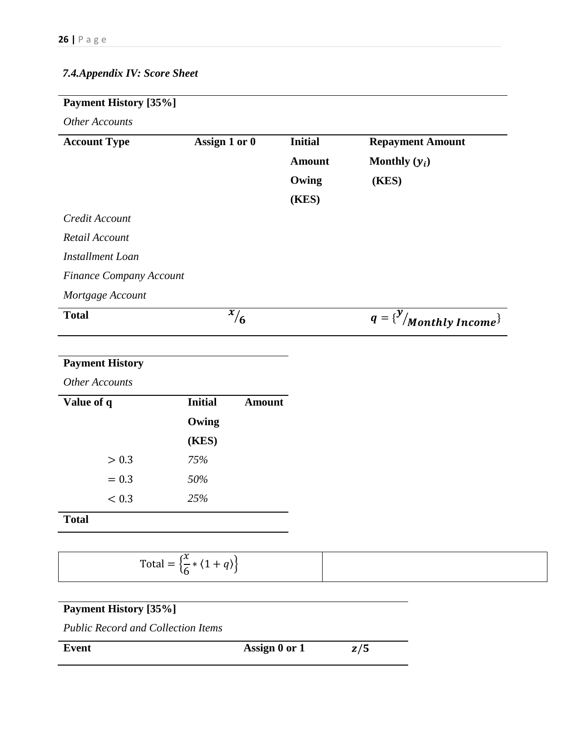### *7.4.Appendix IV: Score Sheet*

**Payment History [35%]**

*Other Accounts*

| **Account Type** | **Assign 1 or 0** | **Initial Amount Owing (KES)** | **Repayment Amount Monthly ($y_i$) (KES)** |
|---|---|---|---|
| *Credit Account* | | | |
| *Retail Account* | | | |
| *Installment Loan* | | | |
| *Finance Company Account* | | | |
| *Mortgage Account* | | | |
| **Total** | $x/6$ | | $q = \{y/_{Monthly\ Income}\}$ |

**Payment History**

*Other Accounts*

| **Value of q** | **Initial Amount Owing (KES)** |
|---|---|
| $> 0.3$ | *75%* |
| $= 0.3$ | *50%* |
| $< 0.3$ | *25%* |
| **Total** | |

| $\text{Total} = \left\{\frac{x}{6} * \langle 1 + q \rangle\right\}$ | |
|---|---|

**Payment History [35%]**

*Public Record and Collection Items*

| **Event** | **Assign 0 or 1** | $z/5$ |
|---|---|---|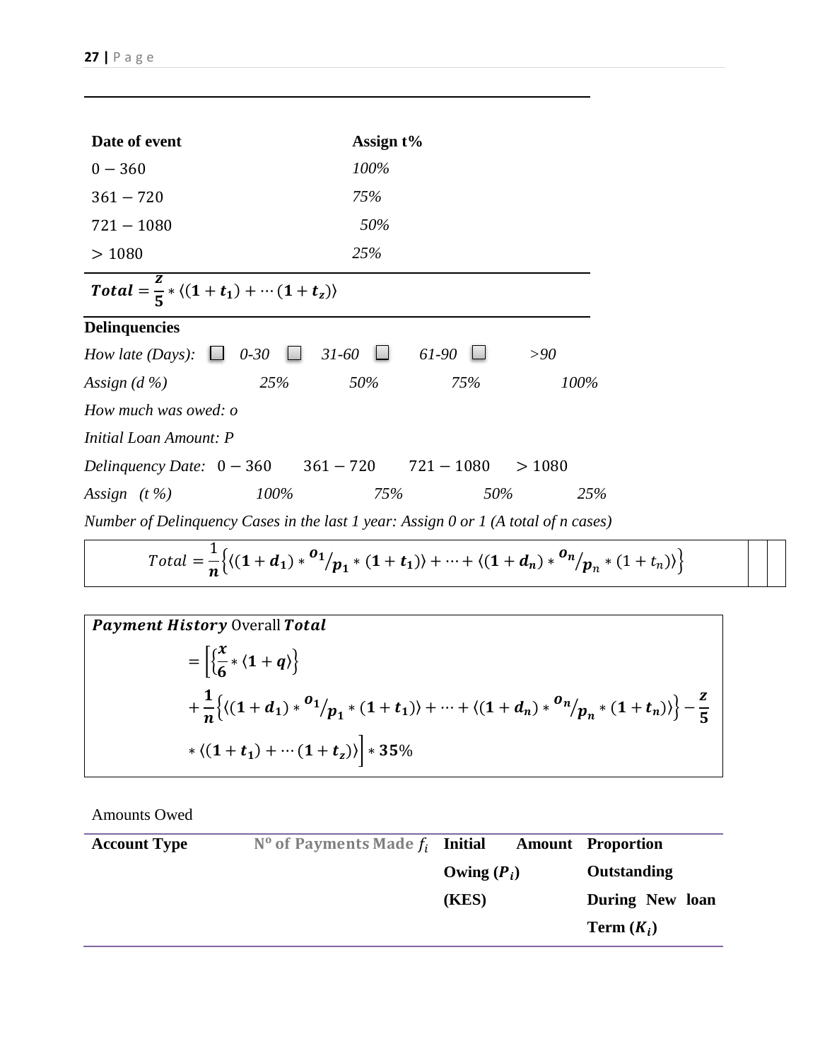| Date of event | Assign t% |
|---|---|
| $0 - 360$ | *100%* |
| $361 - 720$ | *75%* |
| $721 - 1080$ | *50%* |
| $> 1080$ | *25%* |

$$\boldsymbol{Total} = \frac{\boldsymbol{z}}{\boldsymbol{5}} * \langle(\boldsymbol{1} + \boldsymbol{t_1}) + \cdots (\boldsymbol{1} + \boldsymbol{t_z})\rangle$$

**Delinquencies**

*How late (Days):* ☐ *0-30* ☐ *31-60* ☐ *61-90* ☐ *>90*

*Assign (d %)* *25%* *50%* *75%* *100%*

*How much was owed: o*

*Initial Loan Amount: P*

*Delinquency Date:* $0 - 360$ $361 - 720$ $721 - 1080$ $> 1080$

*Assign (t %)* *100%* *75%* *50%* *25%*

*Number of Delinquency Cases in the last 1 year: Assign 0 or 1 (A total of n cases)*

$$Total = \frac{1}{\boldsymbol{n}}\left\{\langle(\boldsymbol{1} + \boldsymbol{d_1}) * {}^{\boldsymbol{o_1}}/_{\boldsymbol{p_1}} * (\boldsymbol{1} + \boldsymbol{t_1})\rangle + \cdots + \langle(\boldsymbol{1} + \boldsymbol{d_n}) * {}^{\boldsymbol{o_n}}/_{\boldsymbol{p_n}} * (1 + t_n)\rangle\right\}$$

$$\boldsymbol{Payment\ History}\ \text{Overall}\ \boldsymbol{Total} = \left[\left\{\frac{\boldsymbol{x}}{\boldsymbol{6}} * \langle\boldsymbol{1} + \boldsymbol{q}\rangle\right\} + \frac{\boldsymbol{1}}{\boldsymbol{n}}\left\{\langle(\boldsymbol{1} + \boldsymbol{d_1}) * {}^{\boldsymbol{o_1}}/_{\boldsymbol{p_1}} * (\boldsymbol{1} + \boldsymbol{t_1})\rangle + \cdots + \langle(\boldsymbol{1} + \boldsymbol{d_n}) * {}^{\boldsymbol{o_n}}/_{\boldsymbol{p_n}} * (\boldsymbol{1} + \boldsymbol{t_n})\rangle\right\} - \frac{\boldsymbol{z}}{\boldsymbol{5}} * \langle(\boldsymbol{1} + \boldsymbol{t_1}) + \cdots (\boldsymbol{1} + \boldsymbol{t_z})\rangle\right] * \boldsymbol{35}\%$$

Amounts Owed

| Account Type | Nº of Payments Made $f_i$ | Initial Amount Owing ($P_i$) (KES) | Proportion Outstanding During New loan Term ($K_i$) |
|---|---|---|---|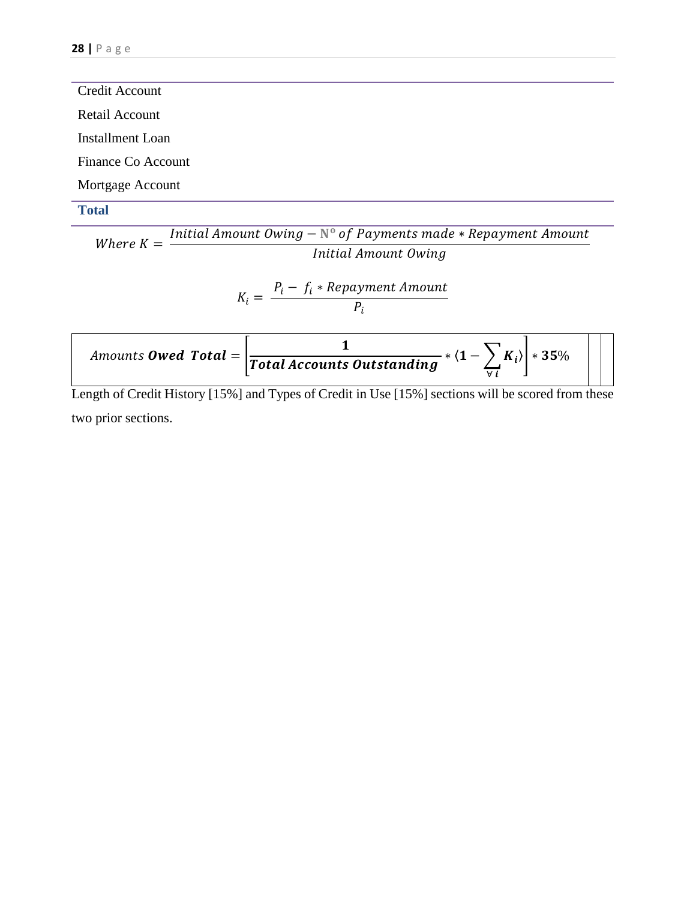| |
|---|
| Credit Account |
| Retail Account |
| Installment Loan |
| Finance Co Account |
| Mortgage Account |
| **Total** |

$$Where\ K = \frac{Initial\ Amount\ Owing - \text{N}^{\text{o}}\ of\ Payments\ made * Repayment\ Amount}{Initial\ Amount\ Owing}$$

$$K_i = \frac{P_i - f_i * Repayment\ Amount}{P_i}$$

$$Amounts\ \boldsymbol{Owed}\ \boldsymbol{Total} = \left[\frac{\mathbf{1}}{\boldsymbol{Total\ Accounts\ Outstanding}} * \langle \mathbf{1} - \sum_{\forall\, i} \boldsymbol{K_i} \rangle\right] * \mathbf{35}\%$$

Length of Credit History [15%] and Types of Credit in Use [15%] sections will be scored from these two prior sections.